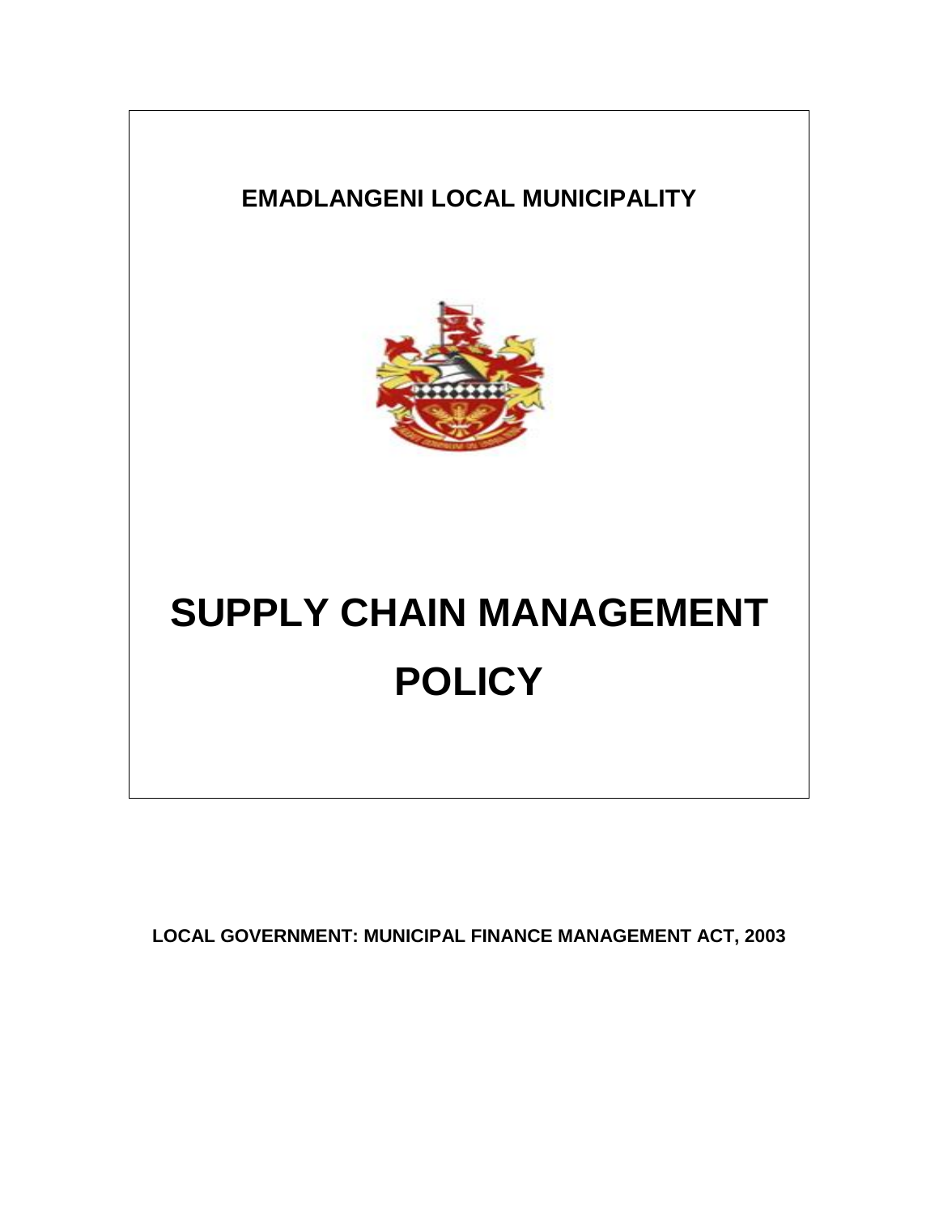**EMADLANGENI LOCAL MUNICIPALITY**

# SUPPLY CHAIN MANAGEMENT POLICY

**LOCAL GOVERNMENT: MUNICIPAL FINANCE MANAGEMENT ACT, 2003**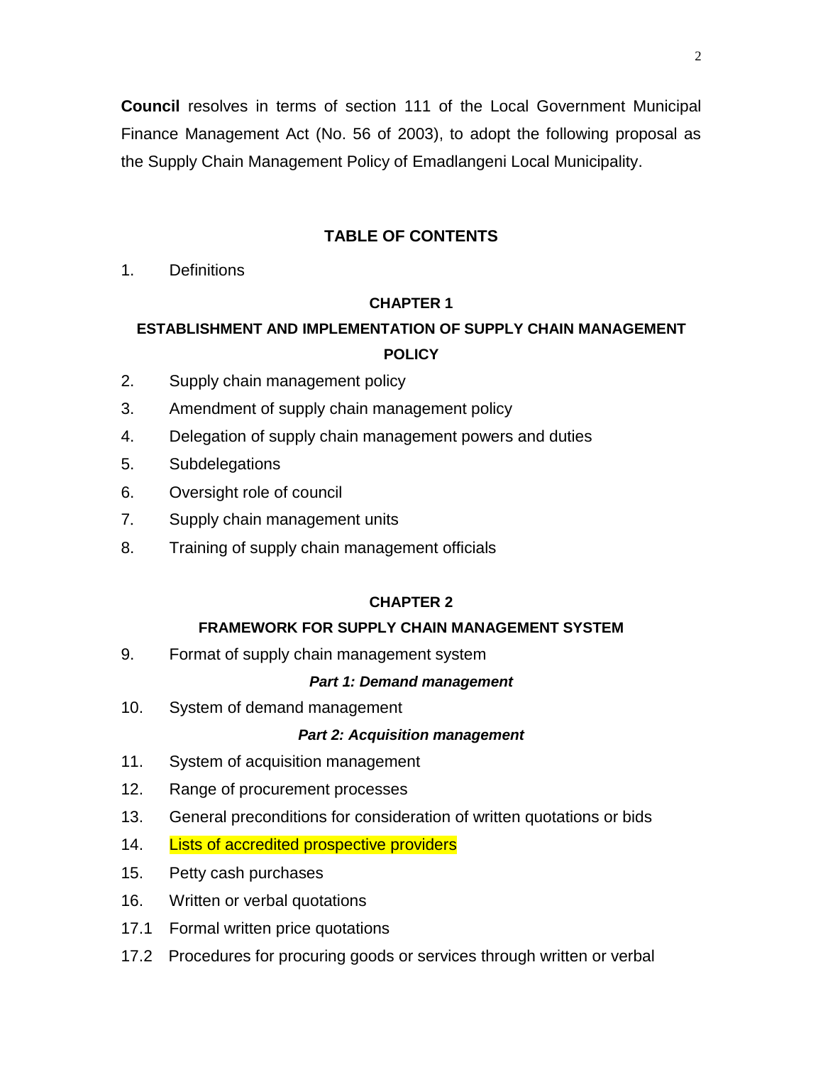**Council** resolves in terms of section 111 of the Local Government Municipal Finance Management Act (No. 56 of 2003), to adopt the following proposal as the Supply Chain Management Policy of Emadlangeni Local Municipality.

## TABLE OF CONTENTS

1. Definitions

### CHAPTER 1

### ESTABLISHMENT AND IMPLEMENTATION OF SUPPLY CHAIN MANAGEMENT POLICY

2. Supply chain management policy
3. Amendment of supply chain management policy
4. Delegation of supply chain management powers and duties
5. Subdelegations
6. Oversight role of council
7. Supply chain management units
8. Training of supply chain management officials

### CHAPTER 2

### FRAMEWORK FOR SUPPLY CHAIN MANAGEMENT SYSTEM

9. Format of supply chain management system

***Part 1: Demand management***

10. System of demand management

***Part 2: Acquisition management***

11. System of acquisition management
12. Range of procurement processes
13. General preconditions for consideration of written quotations or bids
14. Lists of accredited prospective providers
15. Petty cash purchases
16. Written or verbal quotations

17.1 Formal written price quotations

17.2 Procedures for procuring goods or services through written or verbal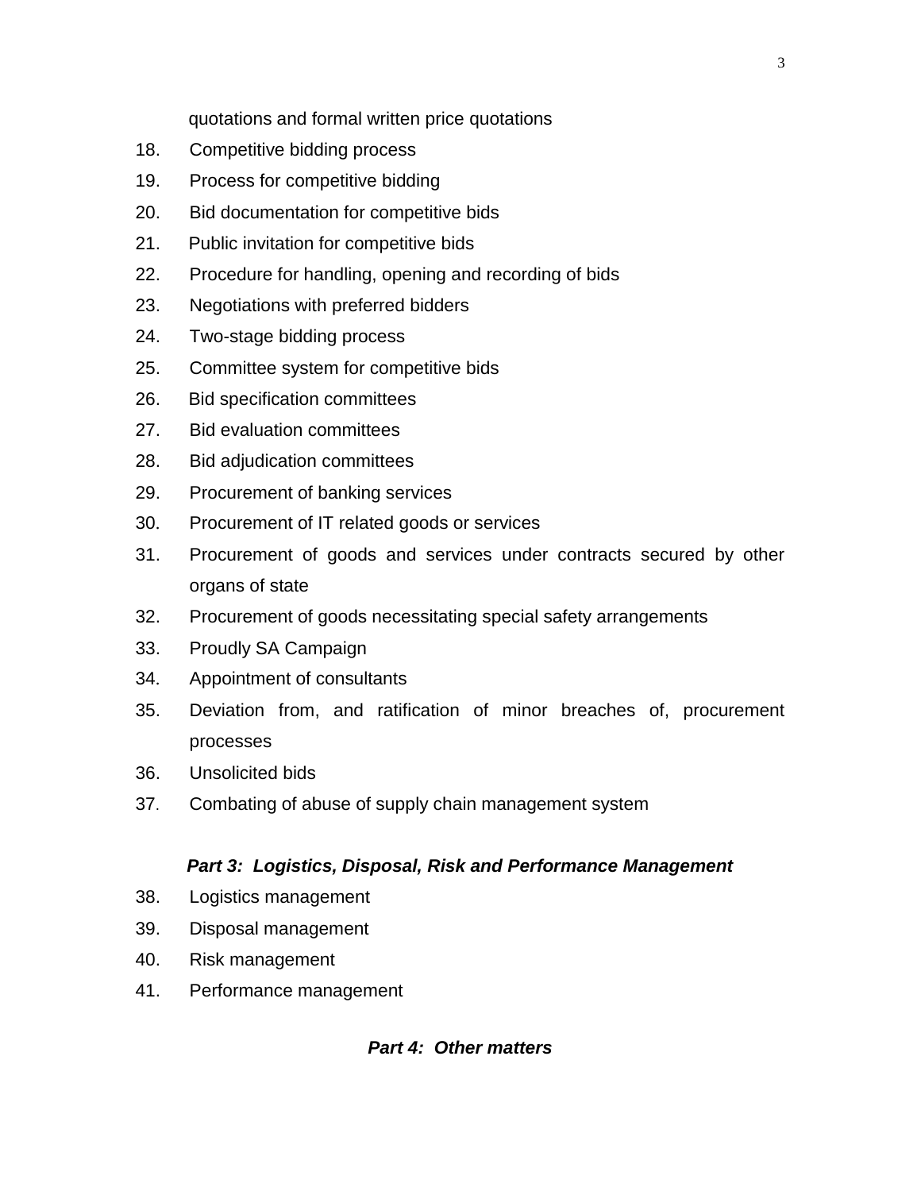quotations and formal written price quotations

18. Competitive bidding process
19. Process for competitive bidding
20. Bid documentation for competitive bids
21. Public invitation for competitive bids
22. Procedure for handling, opening and recording of bids
23. Negotiations with preferred bidders
24. Two-stage bidding process
25. Committee system for competitive bids
26. Bid specification committees
27. Bid evaluation committees
28. Bid adjudication committees
29. Procurement of banking services
30. Procurement of IT related goods or services
31. Procurement of goods and services under contracts secured by other organs of state
32. Procurement of goods necessitating special safety arrangements
33. Proudly SA Campaign
34. Appointment of consultants
35. Deviation from, and ratification of minor breaches of, procurement processes
36. Unsolicited bids
37. Combating of abuse of supply chain management system

***Part 3: Logistics, Disposal, Risk and Performance Management***

38. Logistics management
39. Disposal management
40. Risk management
41. Performance management

***Part 4: Other matters***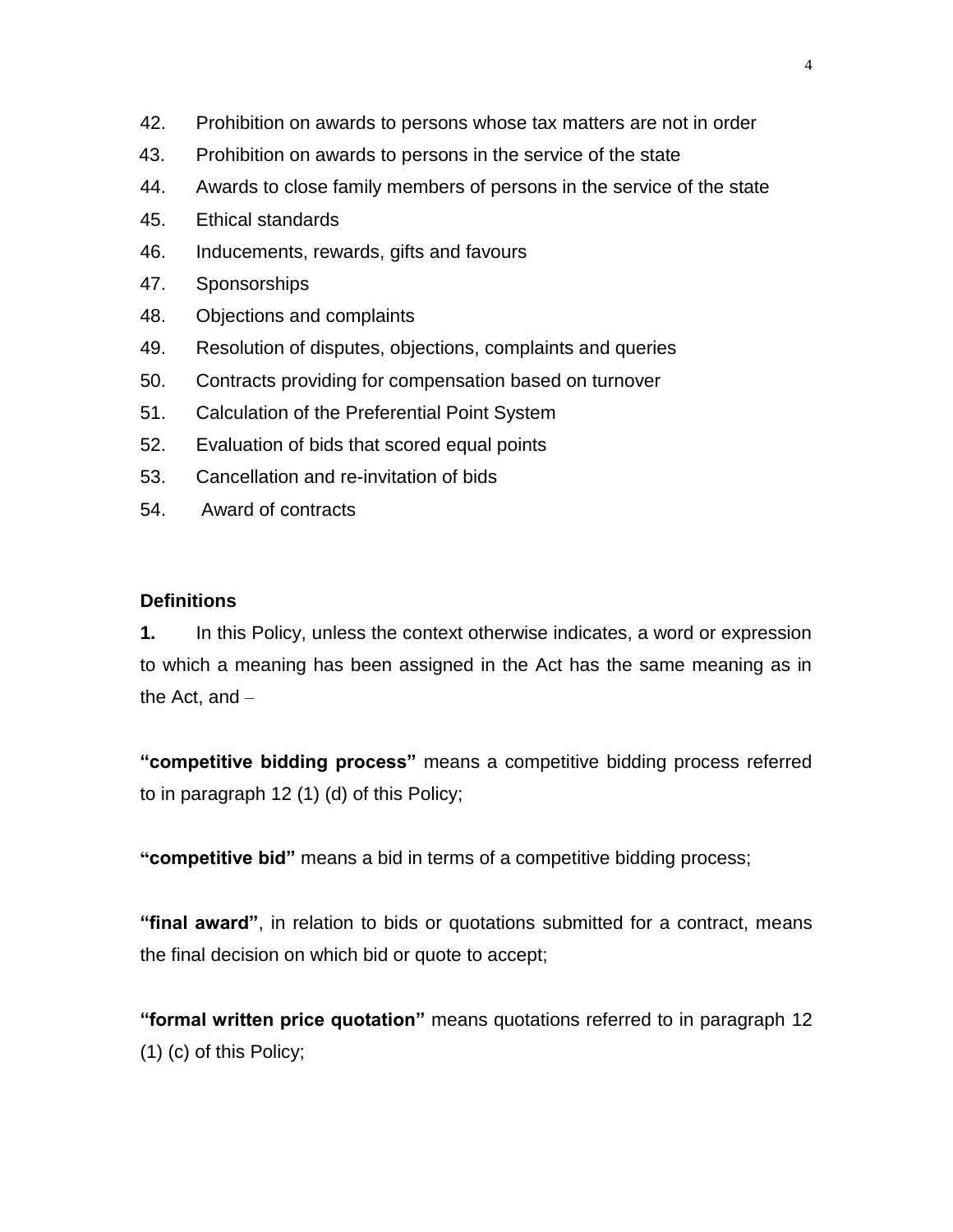42. Prohibition on awards to persons whose tax matters are not in order
43. Prohibition on awards to persons in the service of the state
44. Awards to close family members of persons in the service of the state
45. Ethical standards
46. Inducements, rewards, gifts and favours
47. Sponsorships
48. Objections and complaints
49. Resolution of disputes, objections, complaints and queries
50. Contracts providing for compensation based on turnover
51. Calculation of the Preferential Point System
52. Evaluation of bids that scored equal points
53. Cancellation and re-invitation of bids
54. Award of contracts

**Definitions**

**1.** In this Policy, unless the context otherwise indicates, a word or expression to which a meaning has been assigned in the Act has the same meaning as in the Act, and –

**"competitive bidding process"** means a competitive bidding process referred to in paragraph 12 (1) (d) of this Policy;

**"competitive bid"** means a bid in terms of a competitive bidding process;

**"final award"**, in relation to bids or quotations submitted for a contract, means the final decision on which bid or quote to accept;

**"formal written price quotation"** means quotations referred to in paragraph 12 (1) (c) of this Policy;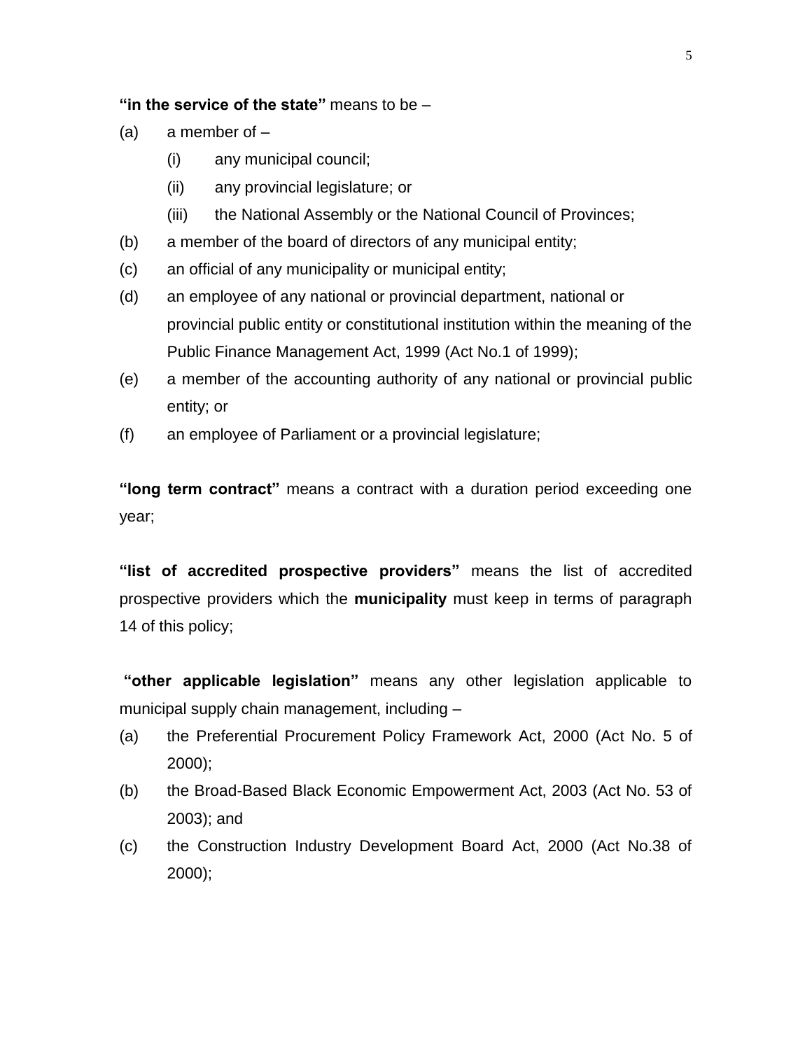**“in the service of the state”** means to be –

(a) a member of –

  (i) any municipal council;

  (ii) any provincial legislature; or

  (iii) the National Assembly or the National Council of Provinces;

(b) a member of the board of directors of any municipal entity;

(c) an official of any municipality or municipal entity;

(d) an employee of any national or provincial department, national or provincial public entity or constitutional institution within the meaning of the Public Finance Management Act, 1999 (Act No.1 of 1999);

(e) a member of the accounting authority of any national or provincial public entity; or

(f) an employee of Parliament or a provincial legislature;

**“long term contract”** means a contract with a duration period exceeding one year;

**“list of accredited prospective providers”** means the list of accredited prospective providers which the **municipality** must keep in terms of paragraph 14 of this policy;

**“other applicable legislation”** means any other legislation applicable to municipal supply chain management, including –

(a) the Preferential Procurement Policy Framework Act, 2000 (Act No. 5 of 2000);

(b) the Broad-Based Black Economic Empowerment Act, 2003 (Act No. 53 of 2003); and

(c) the Construction Industry Development Board Act, 2000 (Act No.38 of 2000);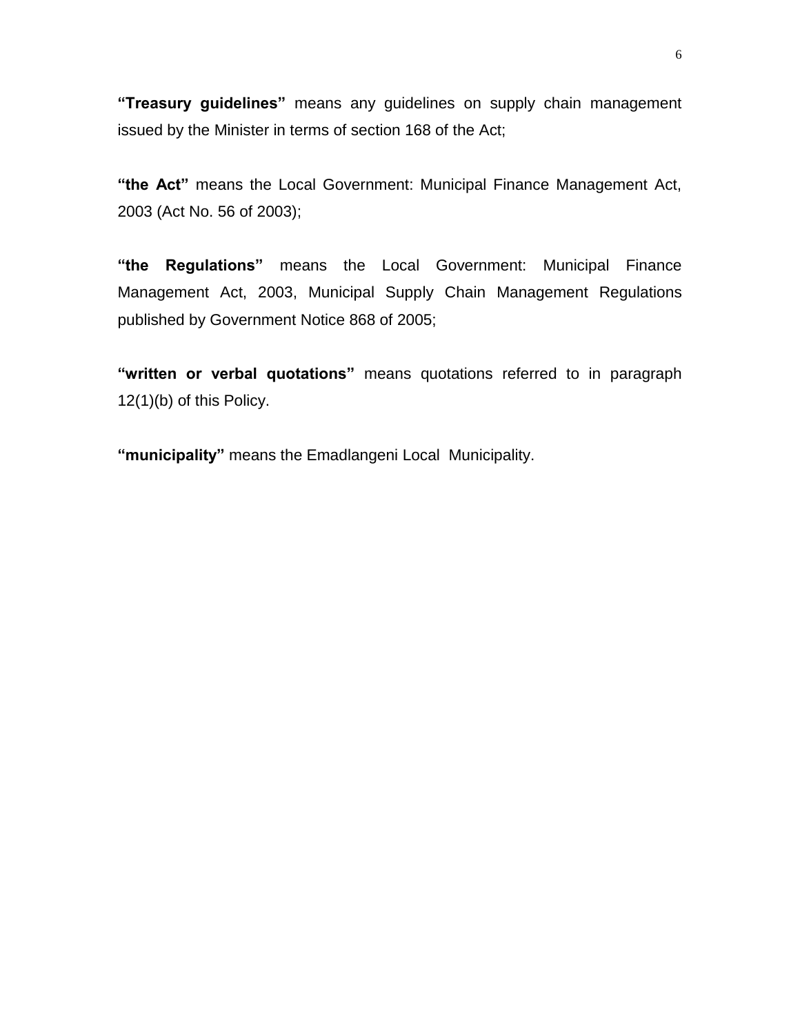**"Treasury guidelines"** means any guidelines on supply chain management issued by the Minister in terms of section 168 of the Act;

**"the Act"** means the Local Government: Municipal Finance Management Act, 2003 (Act No. 56 of 2003);

**"the Regulations"** means the Local Government: Municipal Finance Management Act, 2003, Municipal Supply Chain Management Regulations published by Government Notice 868 of 2005;

**"written or verbal quotations"** means quotations referred to in paragraph 12(1)(b) of this Policy.

**"municipality"** means the Emadlangeni Local Municipality.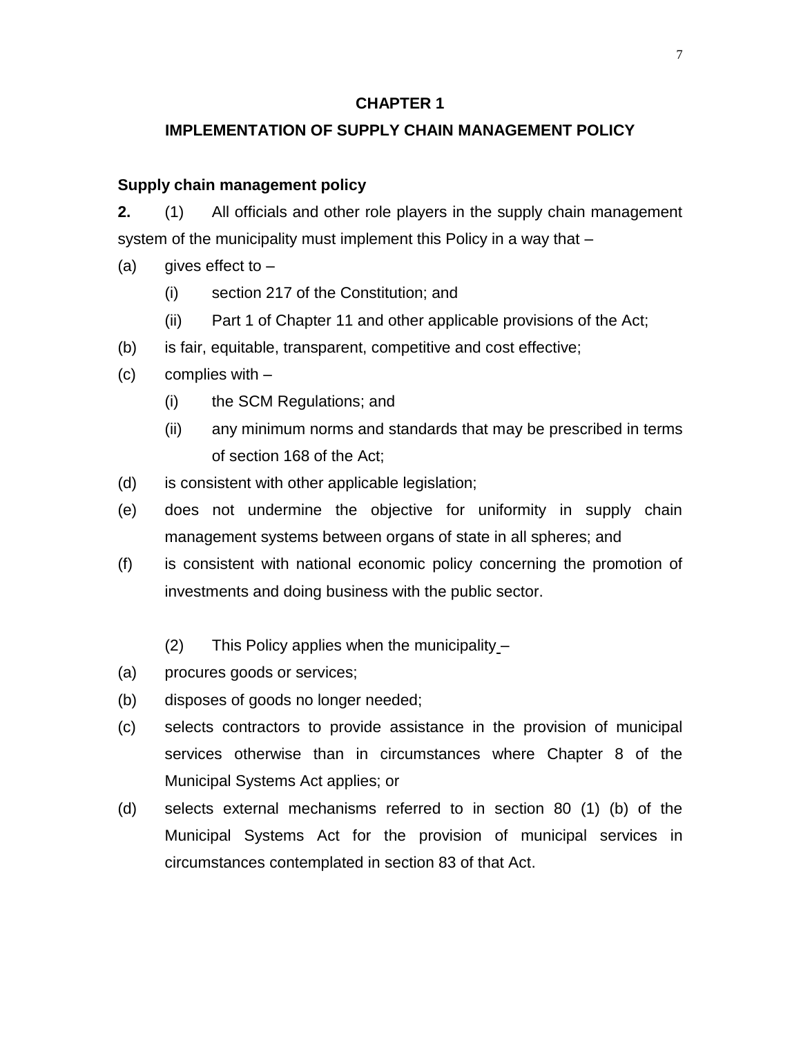# CHAPTER 1

## IMPLEMENTATION OF SUPPLY CHAIN MANAGEMENT POLICY

### Supply chain management policy

**2.** (1) All officials and other role players in the supply chain management system of the municipality must implement this Policy in a way that –

(a) gives effect to –

  (i) section 217 of the Constitution; and

  (ii) Part 1 of Chapter 11 and other applicable provisions of the Act;

(b) is fair, equitable, transparent, competitive and cost effective;

(c) complies with –

  (i) the SCM Regulations; and

  (ii) any minimum norms and standards that may be prescribed in terms of section 168 of the Act;

(d) is consistent with other applicable legislation;

(e) does not undermine the objective for uniformity in supply chain management systems between organs of state in all spheres; and

(f) is consistent with national economic policy concerning the promotion of investments and doing business with the public sector.

(2) This Policy applies when the municipality –

(a) procures goods or services;

(b) disposes of goods no longer needed;

(c) selects contractors to provide assistance in the provision of municipal services otherwise than in circumstances where Chapter 8 of the Municipal Systems Act applies; or

(d) selects external mechanisms referred to in section 80 (1) (b) of the Municipal Systems Act for the provision of municipal services in circumstances contemplated in section 83 of that Act.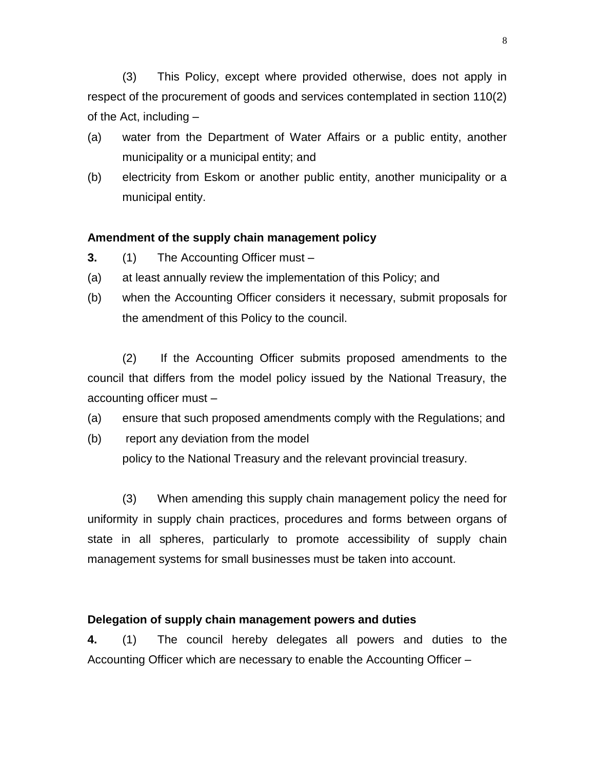(3) This Policy, except where provided otherwise, does not apply in respect of the procurement of goods and services contemplated in section 110(2) of the Act, including –

(a) water from the Department of Water Affairs or a public entity, another municipality or a municipal entity; and

(b) electricity from Eskom or another public entity, another municipality or a municipal entity.

**Amendment of the supply chain management policy**

**3.** (1) The Accounting Officer must –

(a) at least annually review the implementation of this Policy; and

(b) when the Accounting Officer considers it necessary, submit proposals for the amendment of this Policy to the council.

(2) If the Accounting Officer submits proposed amendments to the council that differs from the model policy issued by the National Treasury, the accounting officer must –

(a) ensure that such proposed amendments comply with the Regulations; and

(b) report any deviation from the model policy to the National Treasury and the relevant provincial treasury.

(3) When amending this supply chain management policy the need for uniformity in supply chain practices, procedures and forms between organs of state in all spheres, particularly to promote accessibility of supply chain management systems for small businesses must be taken into account.

**Delegation of supply chain management powers and duties**

**4.** (1) The council hereby delegates all powers and duties to the Accounting Officer which are necessary to enable the Accounting Officer –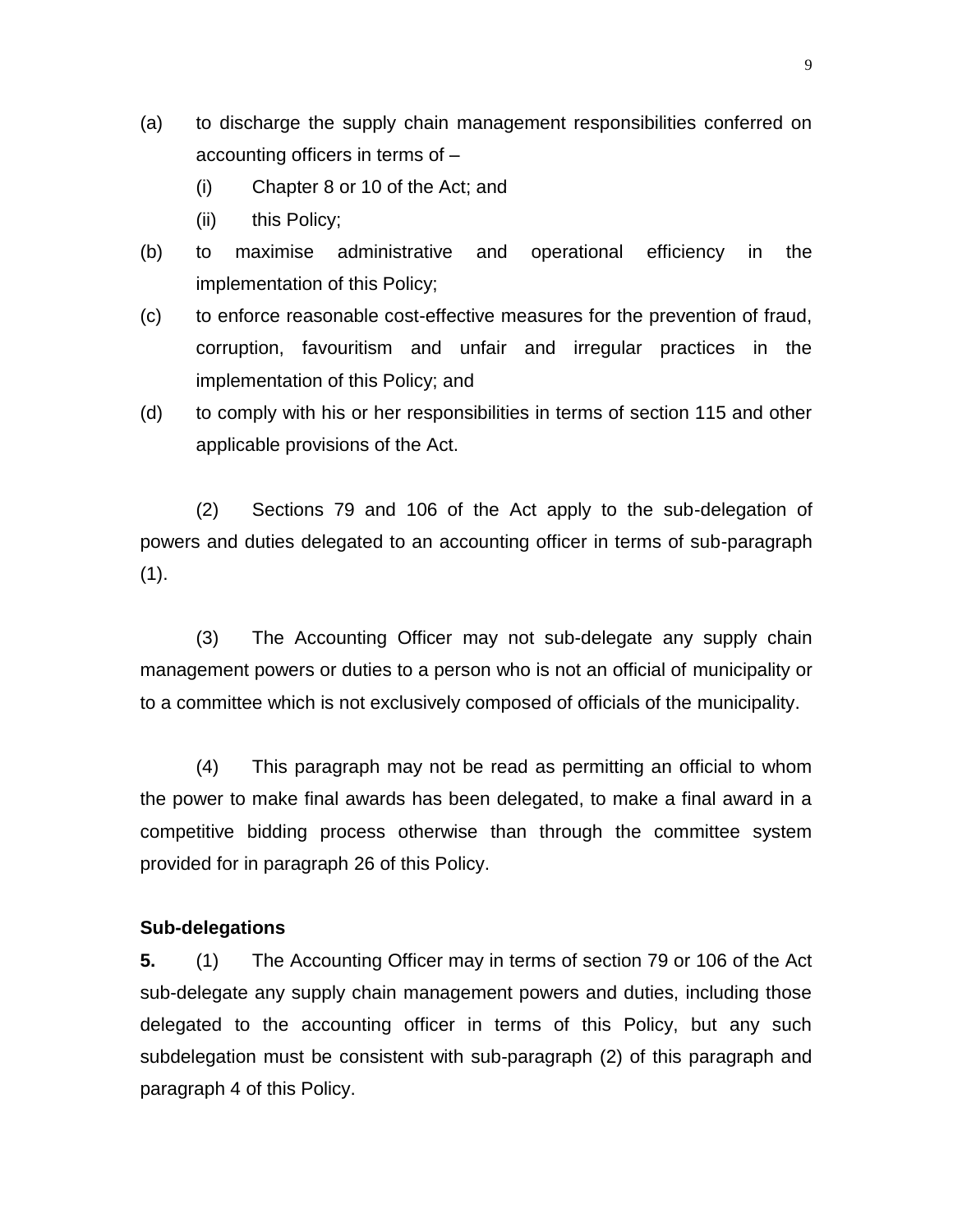(a) to discharge the supply chain management responsibilities conferred on accounting officers in terms of –
   (i) Chapter 8 or 10 of the Act; and
   (ii) this Policy;

(b) to maximise administrative and operational efficiency in the implementation of this Policy;

(c) to enforce reasonable cost-effective measures for the prevention of fraud, corruption, favouritism and unfair and irregular practices in the implementation of this Policy; and

(d) to comply with his or her responsibilities in terms of section 115 and other applicable provisions of the Act.

(2) Sections 79 and 106 of the Act apply to the sub-delegation of powers and duties delegated to an accounting officer in terms of sub-paragraph (1).

(3) The Accounting Officer may not sub-delegate any supply chain management powers or duties to a person who is not an official of municipality or to a committee which is not exclusively composed of officials of the municipality.

(4) This paragraph may not be read as permitting an official to whom the power to make final awards has been delegated, to make a final award in a competitive bidding process otherwise than through the committee system provided for in paragraph 26 of this Policy.

**Sub-delegations**

**5.** (1) The Accounting Officer may in terms of section 79 or 106 of the Act sub-delegate any supply chain management powers and duties, including those delegated to the accounting officer in terms of this Policy, but any such subdelegation must be consistent with sub-paragraph (2) of this paragraph and paragraph 4 of this Policy.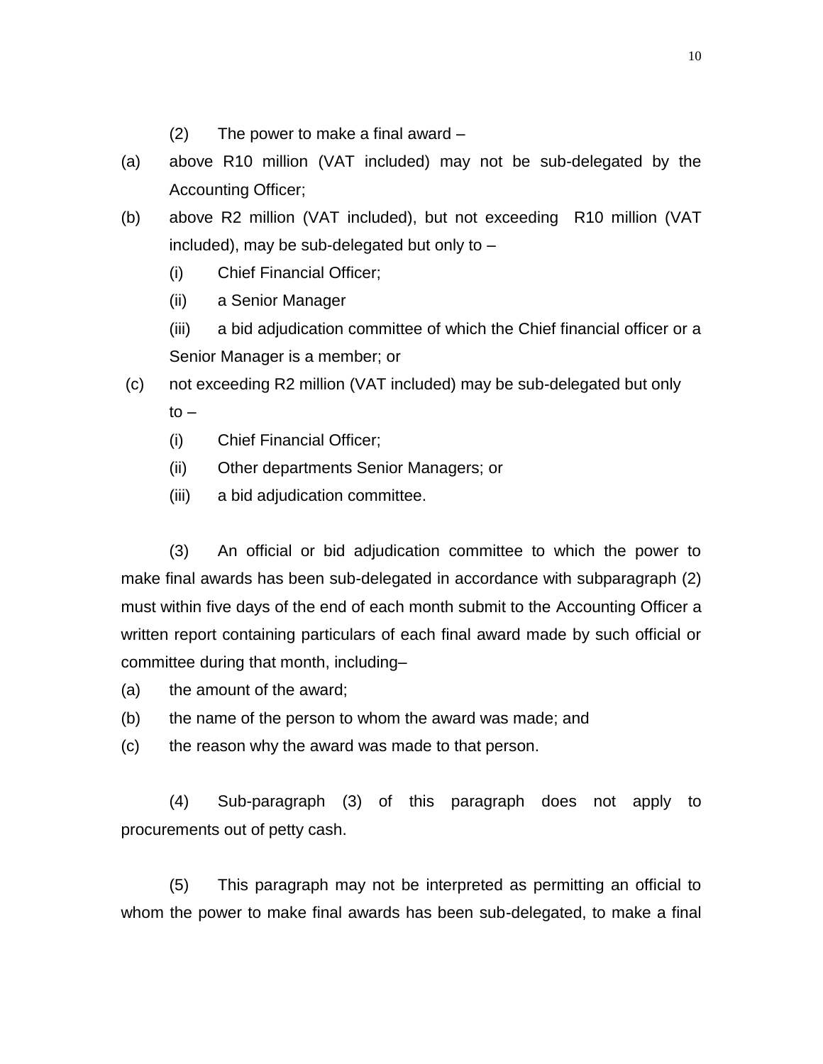(2) The power to make a final award –

(a) above R10 million (VAT included) may not be sub-delegated by the Accounting Officer;

(b) above R2 million (VAT included), but not exceeding R10 million (VAT included), may be sub-delegated but only to –

  (i) Chief Financial Officer;

  (ii) a Senior Manager

  (iii) a bid adjudication committee of which the Chief financial officer or a Senior Manager is a member; or

(c) not exceeding R2 million (VAT included) may be sub-delegated but only to –

  (i) Chief Financial Officer;

  (ii) Other departments Senior Managers; or

  (iii) a bid adjudication committee.

(3) An official or bid adjudication committee to which the power to make final awards has been sub-delegated in accordance with subparagraph (2) must within five days of the end of each month submit to the Accounting Officer a written report containing particulars of each final award made by such official or committee during that month, including–

(a) the amount of the award;

(b) the name of the person to whom the award was made; and

(c) the reason why the award was made to that person.

(4) Sub-paragraph (3) of this paragraph does not apply to procurements out of petty cash.

(5) This paragraph may not be interpreted as permitting an official to whom the power to make final awards has been sub-delegated, to make a final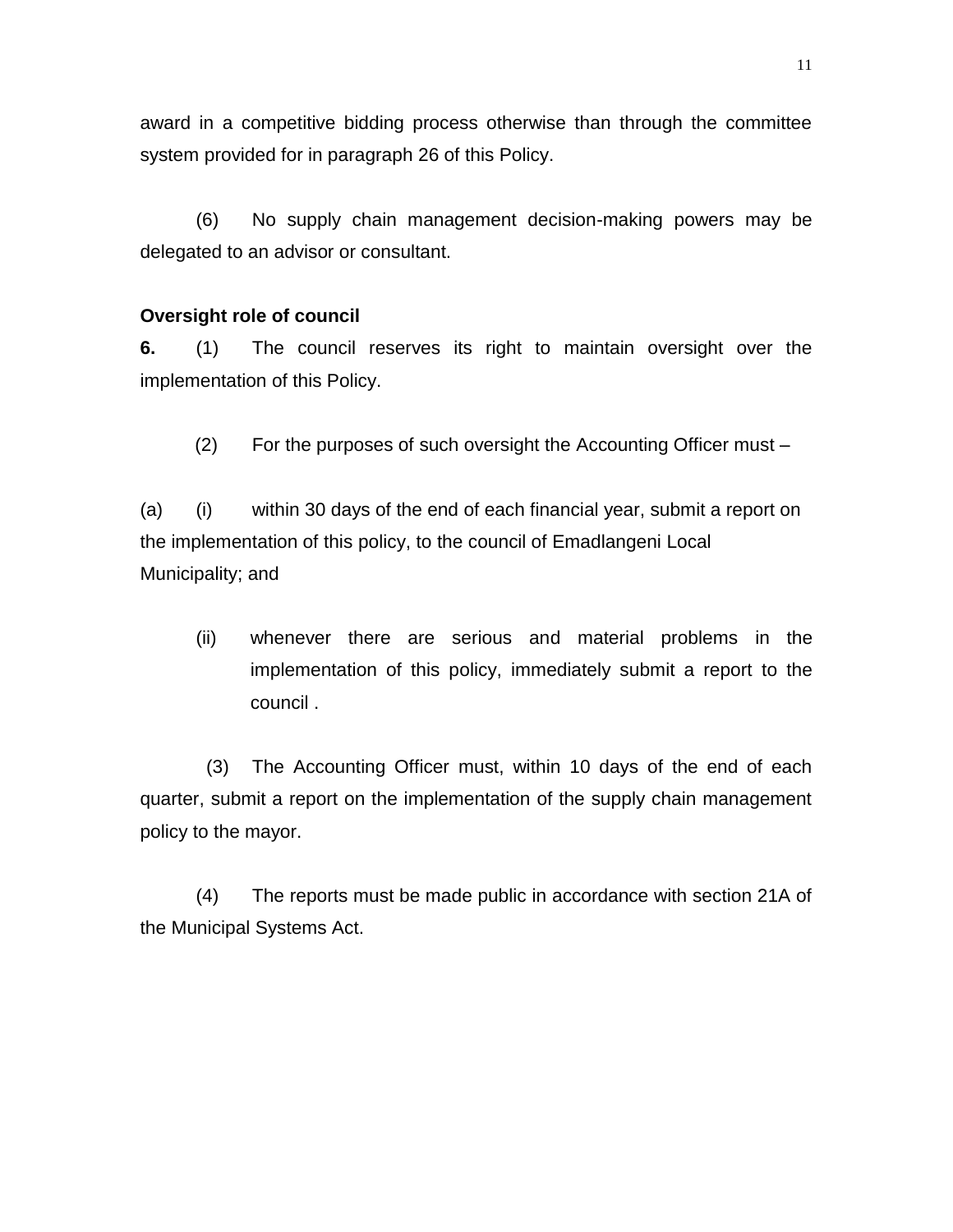award in a competitive bidding process otherwise than through the committee system provided for in paragraph 26 of this Policy.

(6) No supply chain management decision-making powers may be delegated to an advisor or consultant.

**Oversight role of council**

**6.** (1) The council reserves its right to maintain oversight over the implementation of this Policy.

(2) For the purposes of such oversight the Accounting Officer must –

(a) (i) within 30 days of the end of each financial year, submit a report on the implementation of this policy, to the council of Emadlangeni Local Municipality; and

(ii) whenever there are serious and material problems in the implementation of this policy, immediately submit a report to the council .

(3) The Accounting Officer must, within 10 days of the end of each quarter, submit a report on the implementation of the supply chain management policy to the mayor.

(4) The reports must be made public in accordance with section 21A of the Municipal Systems Act.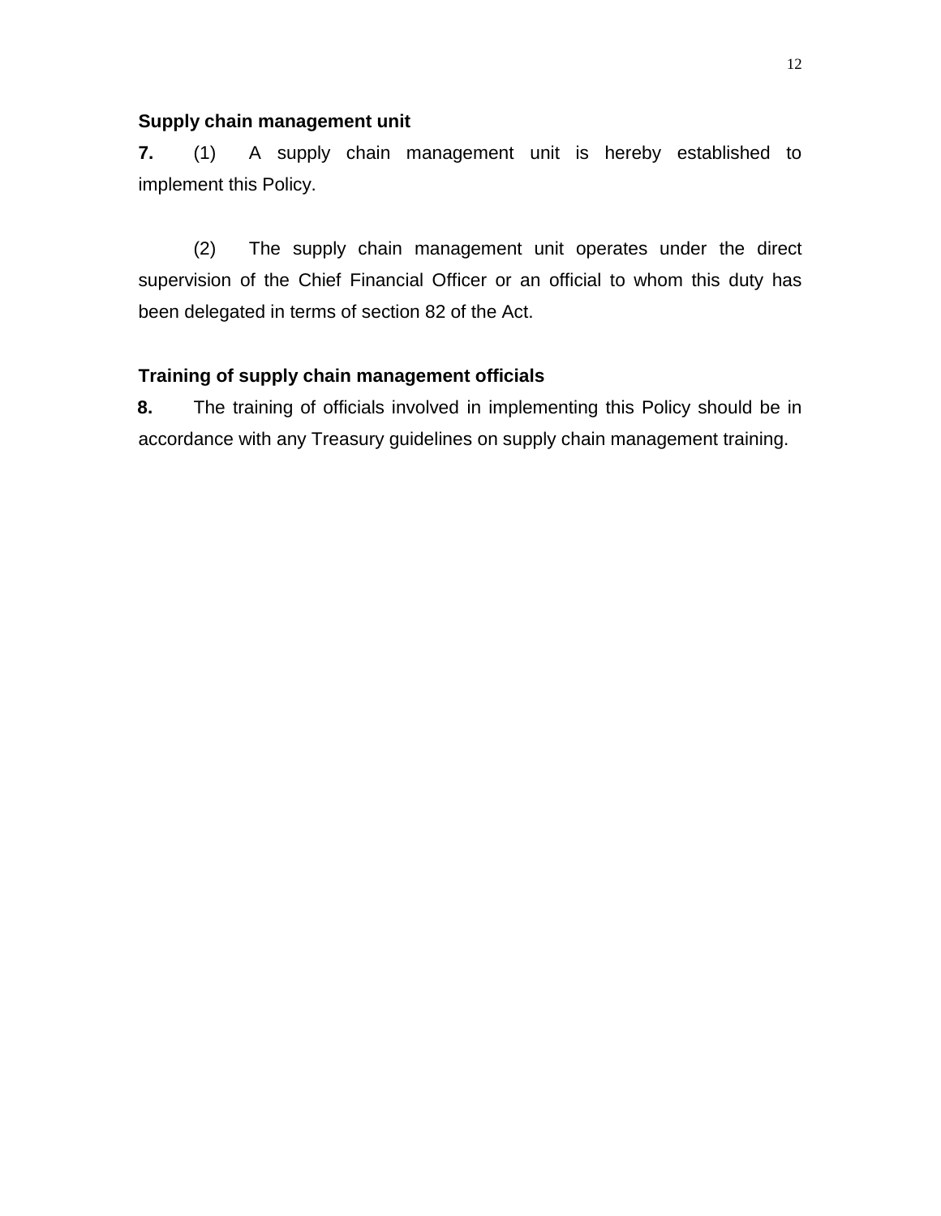**Supply chain management unit**

**7.** (1) A supply chain management unit is hereby established to implement this Policy.

(2) The supply chain management unit operates under the direct supervision of the Chief Financial Officer or an official to whom this duty has been delegated in terms of section 82 of the Act.

**Training of supply chain management officials**

**8.** The training of officials involved in implementing this Policy should be in accordance with any Treasury guidelines on supply chain management training.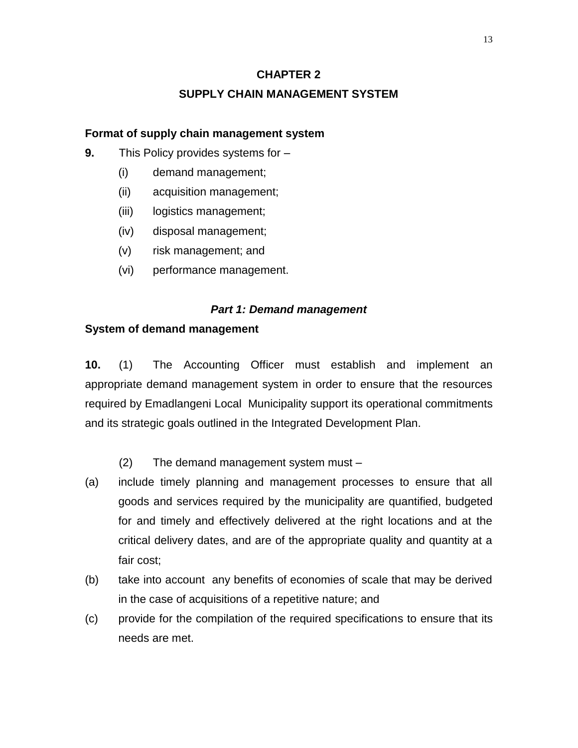# CHAPTER 2

# SUPPLY CHAIN MANAGEMENT SYSTEM

**Format of supply chain management system**

**9.** This Policy provides systems for –

(i) demand management;

(ii) acquisition management;

(iii) logistics management;

(iv) disposal management;

(v) risk management; and

(vi) performance management.

## *Part 1: Demand management*

**System of demand management**

**10.** (1) The Accounting Officer must establish and implement an appropriate demand management system in order to ensure that the resources required by Emadlangeni Local Municipality support its operational commitments and its strategic goals outlined in the Integrated Development Plan.

(2) The demand management system must –

(a) include timely planning and management processes to ensure that all goods and services required by the municipality are quantified, budgeted for and timely and effectively delivered at the right locations and at the critical delivery dates, and are of the appropriate quality and quantity at a fair cost;

(b) take into account any benefits of economies of scale that may be derived in the case of acquisitions of a repetitive nature; and

(c) provide for the compilation of the required specifications to ensure that its needs are met.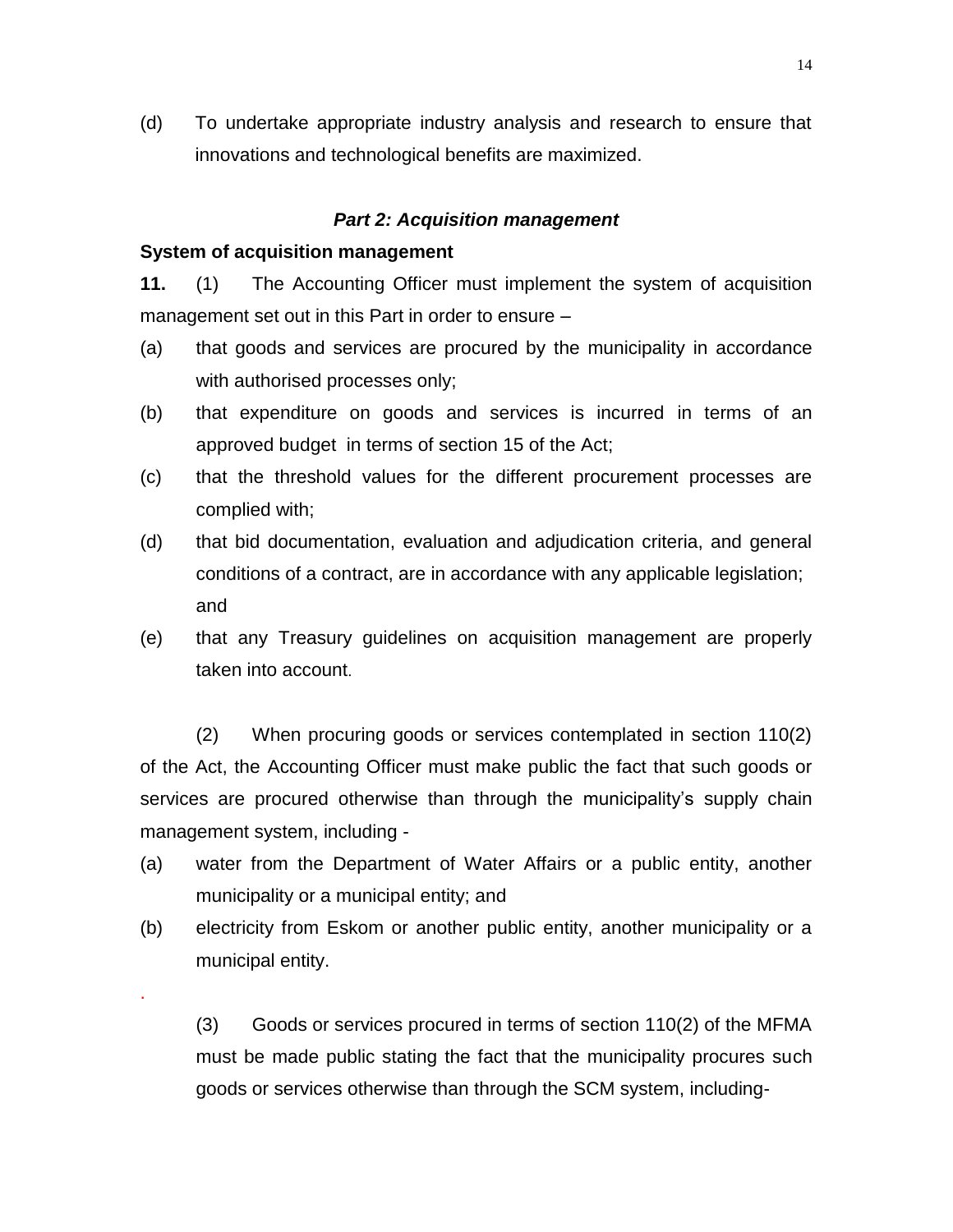(d) To undertake appropriate industry analysis and research to ensure that innovations and technological benefits are maximized.

### *Part 2: Acquisition management*

**System of acquisition management**

**11.** (1) The Accounting Officer must implement the system of acquisition management set out in this Part in order to ensure –

(a) that goods and services are procured by the municipality in accordance with authorised processes only;

(b) that expenditure on goods and services is incurred in terms of an approved budget in terms of section 15 of the Act;

(c) that the threshold values for the different procurement processes are complied with;

(d) that bid documentation, evaluation and adjudication criteria, and general conditions of a contract, are in accordance with any applicable legislation; and

(e) that any Treasury guidelines on acquisition management are properly taken into account.

(2) When procuring goods or services contemplated in section 110(2) of the Act, the Accounting Officer must make public the fact that such goods or services are procured otherwise than through the municipality's supply chain management system, including -

(a) water from the Department of Water Affairs or a public entity, another municipality or a municipal entity; and

(b) electricity from Eskom or another public entity, another municipality or a municipal entity.

.

(3) Goods or services procured in terms of section 110(2) of the MFMA must be made public stating the fact that the municipality procures such goods or services otherwise than through the SCM system, including-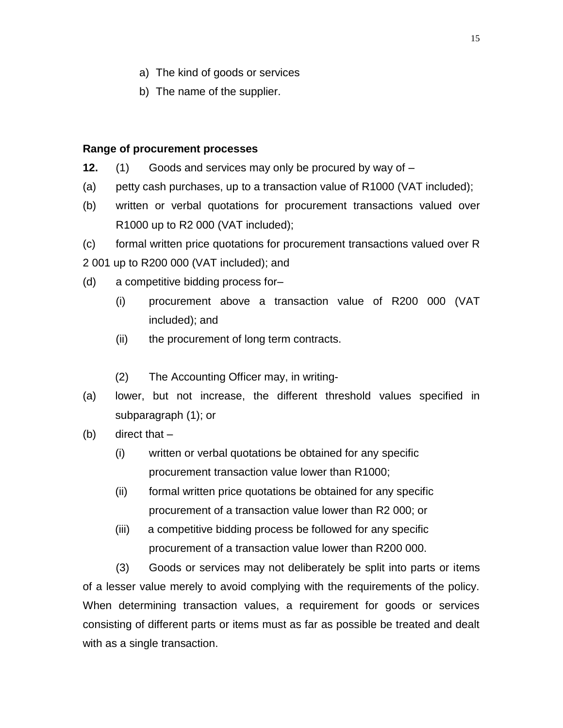a) The kind of goods or services
b) The name of the supplier.

### Range of procurement processes

**12.** (1) Goods and services may only be procured by way of –

(a) petty cash purchases, up to a transaction value of R1000 (VAT included);

(b) written or verbal quotations for procurement transactions valued over R1000 up to R2 000 (VAT included);

(c) formal written price quotations for procurement transactions valued over R 2 001 up to R200 000 (VAT included); and

(d) a competitive bidding process for–

(i) procurement above a transaction value of R200 000 (VAT included); and

(ii) the procurement of long term contracts.

(2) The Accounting Officer may, in writing-

(a) lower, but not increase, the different threshold values specified in subparagraph (1); or

(b) direct that –

(i) written or verbal quotations be obtained for any specific procurement transaction value lower than R1000;

(ii) formal written price quotations be obtained for any specific procurement of a transaction value lower than R2 000; or

(iii) a competitive bidding process be followed for any specific procurement of a transaction value lower than R200 000.

(3) Goods or services may not deliberately be split into parts or items of a lesser value merely to avoid complying with the requirements of the policy. When determining transaction values, a requirement for goods or services consisting of different parts or items must as far as possible be treated and dealt with as a single transaction.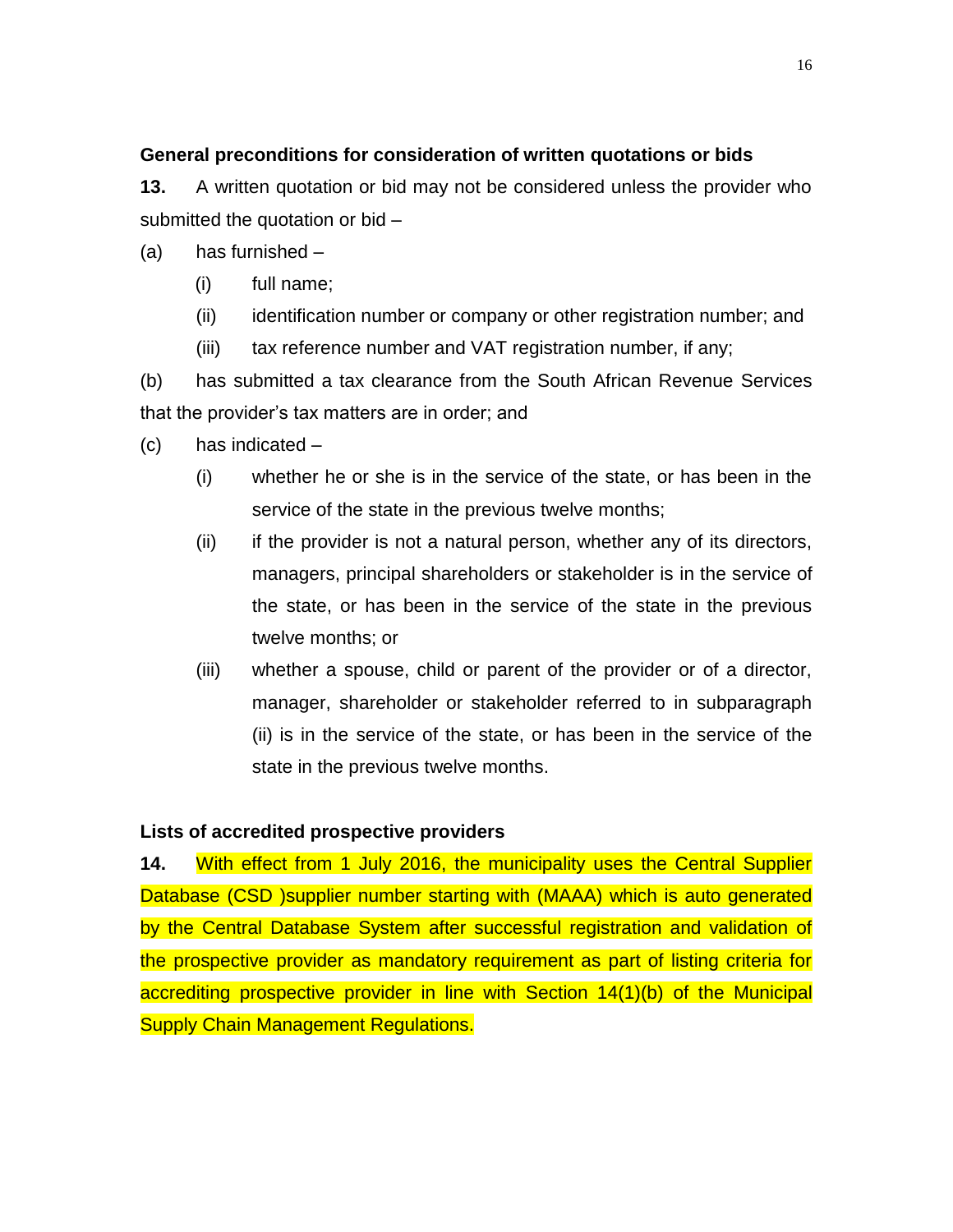**General preconditions for consideration of written quotations or bids**

**13.** A written quotation or bid may not be considered unless the provider who submitted the quotation or bid –

(a) has furnished –

  (i) full name;

  (ii) identification number or company or other registration number; and

  (iii) tax reference number and VAT registration number, if any;

(b) has submitted a tax clearance from the South African Revenue Services that the provider's tax matters are in order; and

(c) has indicated –

  (i) whether he or she is in the service of the state, or has been in the service of the state in the previous twelve months;

  (ii) if the provider is not a natural person, whether any of its directors, managers, principal shareholders or stakeholder is in the service of the state, or has been in the service of the state in the previous twelve months; or

  (iii) whether a spouse, child or parent of the provider or of a director, manager, shareholder or stakeholder referred to in subparagraph (ii) is in the service of the state, or has been in the service of the state in the previous twelve months.

**Lists of accredited prospective providers**

**14.** With effect from 1 July 2016, the municipality uses the Central Supplier Database (CSD )supplier number starting with (MAAA) which is auto generated by the Central Database System after successful registration and validation of the prospective provider as mandatory requirement as part of listing criteria for accrediting prospective provider in line with Section 14(1)(b) of the Municipal Supply Chain Management Regulations.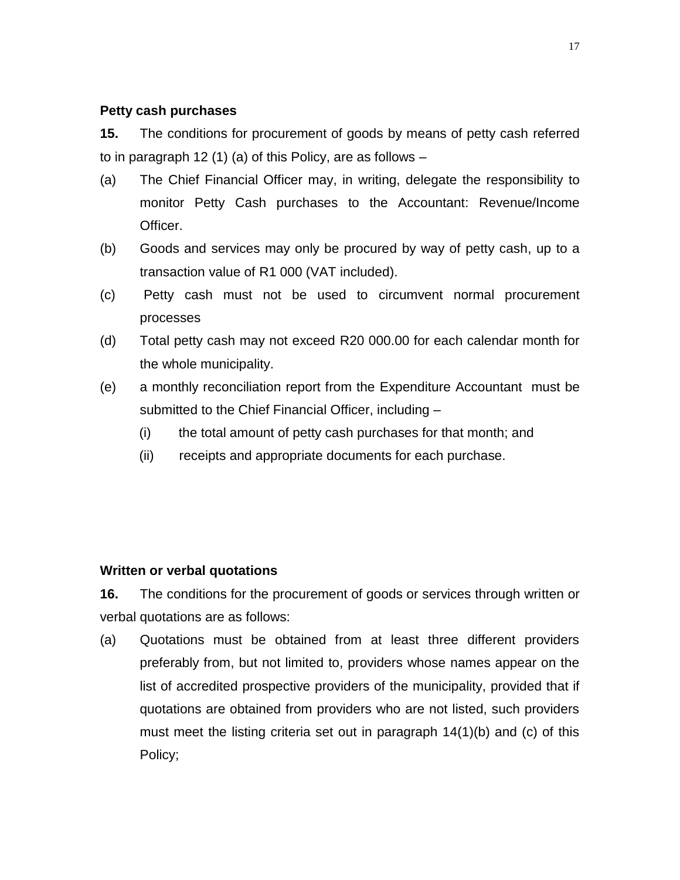**Petty cash purchases**

**15.** The conditions for procurement of goods by means of petty cash referred to in paragraph 12 (1) (a) of this Policy, are as follows –

(a) The Chief Financial Officer may, in writing, delegate the responsibility to monitor Petty Cash purchases to the Accountant: Revenue/Income Officer.

(b) Goods and services may only be procured by way of petty cash, up to a transaction value of R1 000 (VAT included).

(c) Petty cash must not be used to circumvent normal procurement processes

(d) Total petty cash may not exceed R20 000.00 for each calendar month for the whole municipality.

(e) a monthly reconciliation report from the Expenditure Accountant must be submitted to the Chief Financial Officer, including –

  (i) the total amount of petty cash purchases for that month; and

  (ii) receipts and appropriate documents for each purchase.

**Written or verbal quotations**

**16.** The conditions for the procurement of goods or services through written or verbal quotations are as follows:

(a) Quotations must be obtained from at least three different providers preferably from, but not limited to, providers whose names appear on the list of accredited prospective providers of the municipality, provided that if quotations are obtained from providers who are not listed, such providers must meet the listing criteria set out in paragraph 14(1)(b) and (c) of this Policy;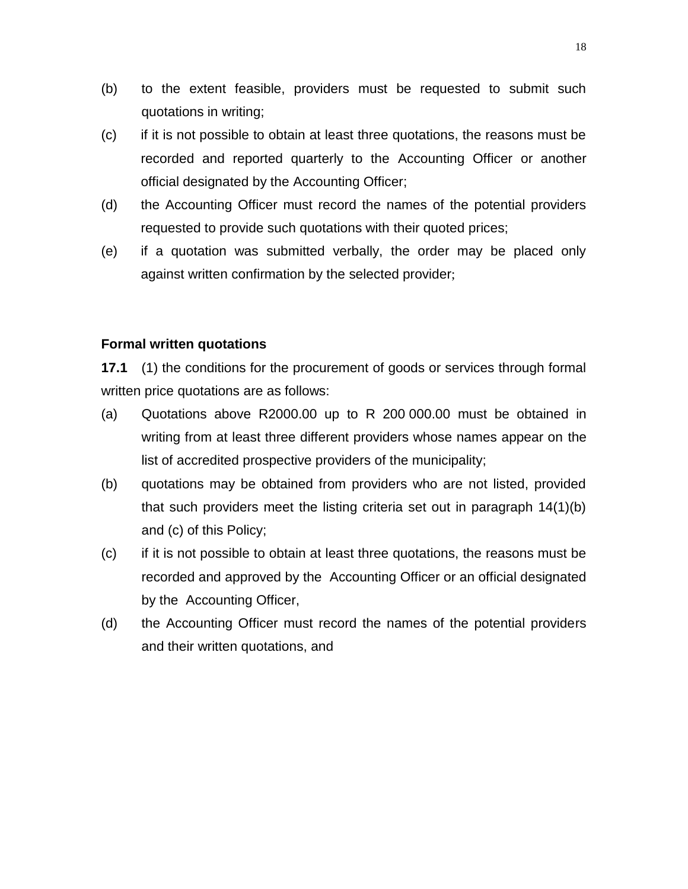(b) to the extent feasible, providers must be requested to submit such quotations in writing;

(c) if it is not possible to obtain at least three quotations, the reasons must be recorded and reported quarterly to the Accounting Officer or another official designated by the Accounting Officer;

(d) the Accounting Officer must record the names of the potential providers requested to provide such quotations with their quoted prices;

(e) if a quotation was submitted verbally, the order may be placed only against written confirmation by the selected provider;

**Formal written quotations**

**17.1** (1) the conditions for the procurement of goods or services through formal written price quotations are as follows:

(a) Quotations above R2000.00 up to R 200 000.00 must be obtained in writing from at least three different providers whose names appear on the list of accredited prospective providers of the municipality;

(b) quotations may be obtained from providers who are not listed, provided that such providers meet the listing criteria set out in paragraph 14(1)(b) and (c) of this Policy;

(c) if it is not possible to obtain at least three quotations, the reasons must be recorded and approved by the Accounting Officer or an official designated by the Accounting Officer,

(d) the Accounting Officer must record the names of the potential providers and their written quotations, and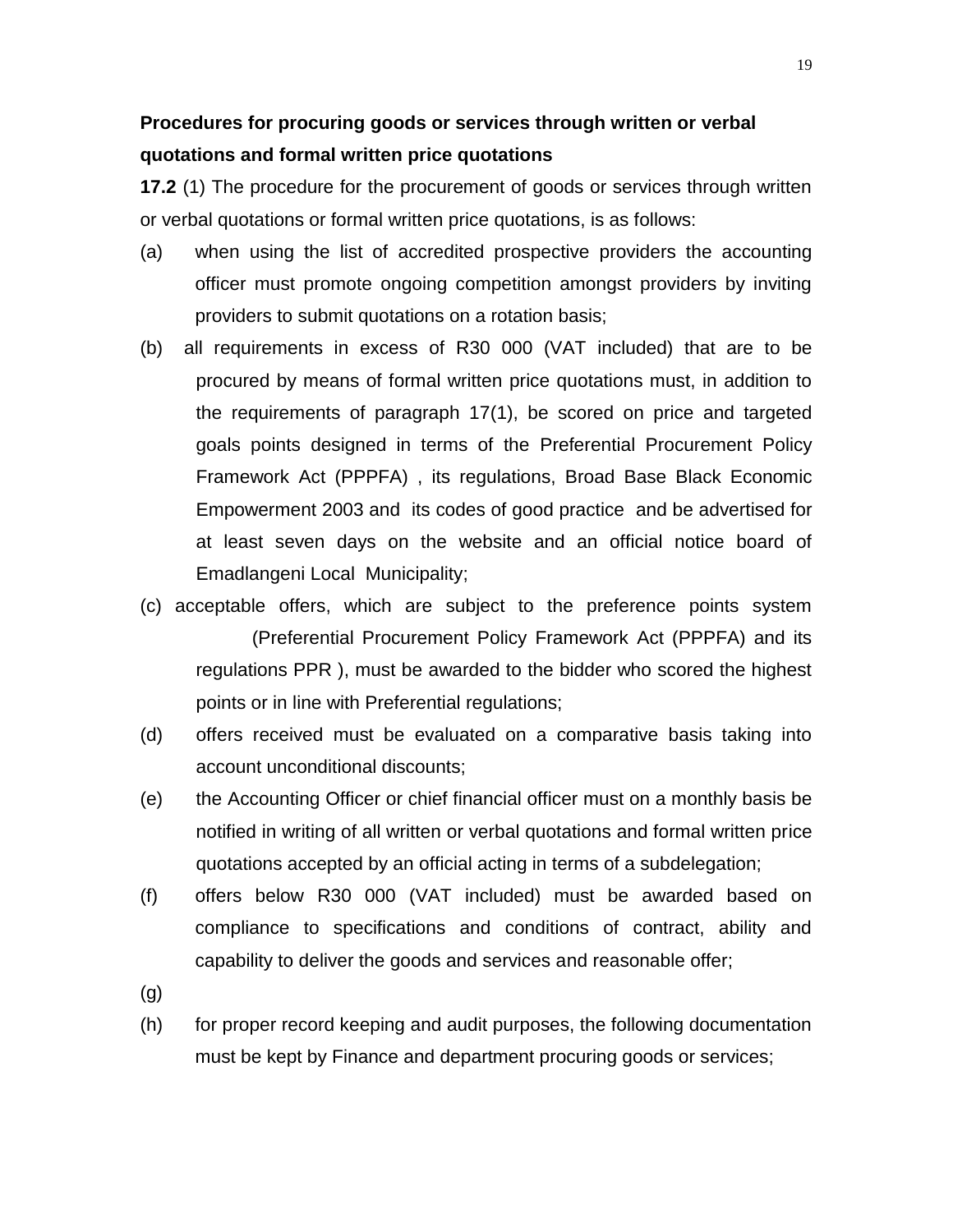**Procedures for procuring goods or services through written or verbal quotations and formal written price quotations**

**17.2** (1) The procedure for the procurement of goods or services through written or verbal quotations or formal written price quotations, is as follows:

(a) when using the list of accredited prospective providers the accounting officer must promote ongoing competition amongst providers by inviting providers to submit quotations on a rotation basis;

(b) all requirements in excess of R30 000 (VAT included) that are to be procured by means of formal written price quotations must, in addition to the requirements of paragraph 17(1), be scored on price and targeted goals points designed in terms of the Preferential Procurement Policy Framework Act (PPPFA) , its regulations, Broad Base Black Economic Empowerment 2003 and its codes of good practice and be advertised for at least seven days on the website and an official notice board of Emadlangeni Local Municipality;

(c) acceptable offers, which are subject to the preference points system (Preferential Procurement Policy Framework Act (PPPFA) and its regulations PPR ), must be awarded to the bidder who scored the highest points or in line with Preferential regulations;

(d) offers received must be evaluated on a comparative basis taking into account unconditional discounts;

(e) the Accounting Officer or chief financial officer must on a monthly basis be notified in writing of all written or verbal quotations and formal written price quotations accepted by an official acting in terms of a subdelegation;

(f) offers below R30 000 (VAT included) must be awarded based on compliance to specifications and conditions of contract, ability and capability to deliver the goods and services and reasonable offer;

(g)

(h) for proper record keeping and audit purposes, the following documentation must be kept by Finance and department procuring goods or services;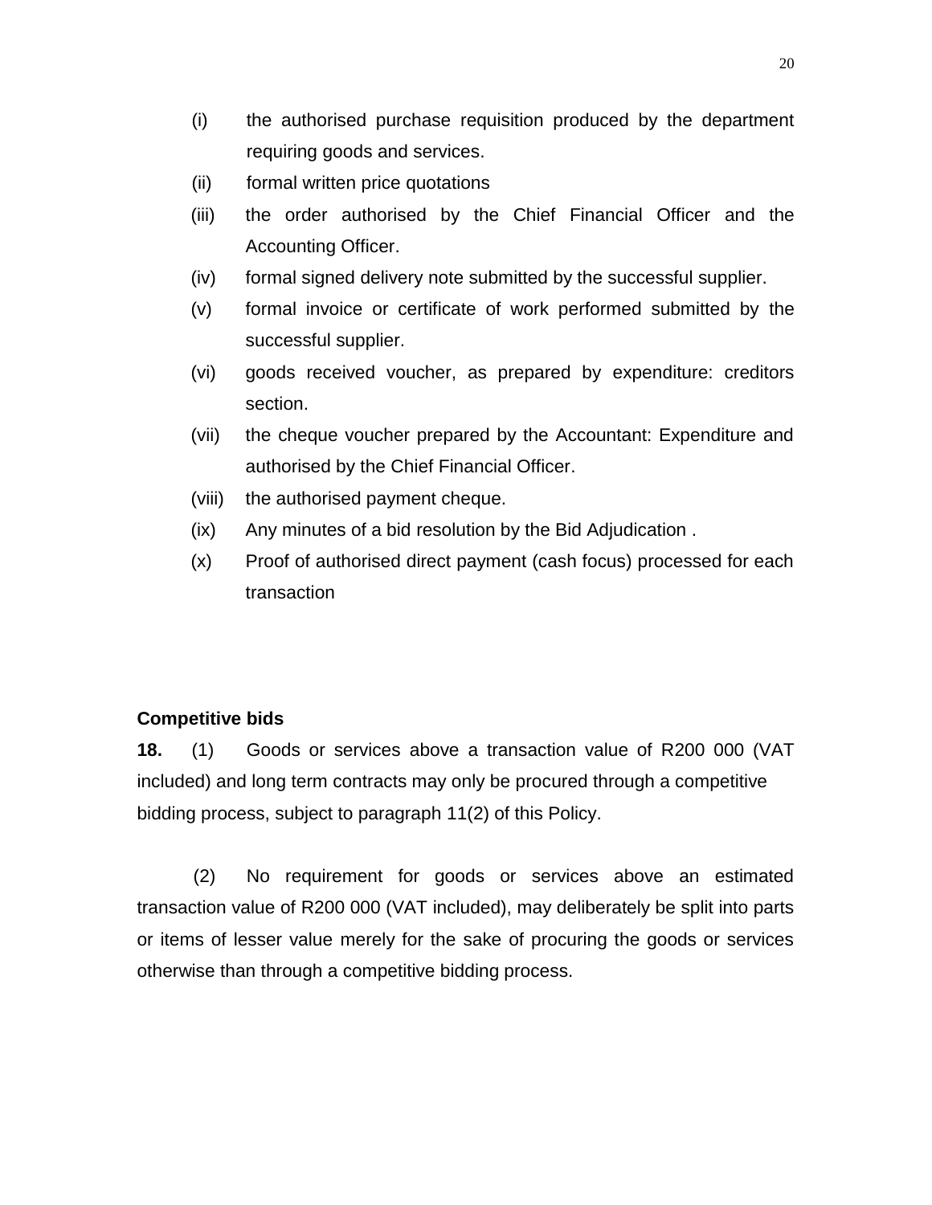(i) the authorised purchase requisition produced by the department requiring goods and services.

(ii) formal written price quotations

(iii) the order authorised by the Chief Financial Officer and the Accounting Officer.

(iv) formal signed delivery note submitted by the successful supplier.

(v) formal invoice or certificate of work performed submitted by the successful supplier.

(vi) goods received voucher, as prepared by expenditure: creditors section.

(vii) the cheque voucher prepared by the Accountant: Expenditure and authorised by the Chief Financial Officer.

(viii) the authorised payment cheque.

(ix) Any minutes of a bid resolution by the Bid Adjudication .

(x) Proof of authorised direct payment (cash focus) processed for each transaction

**Competitive bids**

**18.** (1) Goods or services above a transaction value of R200 000 (VAT included) and long term contracts may only be procured through a competitive bidding process, subject to paragraph 11(2) of this Policy.

(2) No requirement for goods or services above an estimated transaction value of R200 000 (VAT included), may deliberately be split into parts or items of lesser value merely for the sake of procuring the goods or services otherwise than through a competitive bidding process.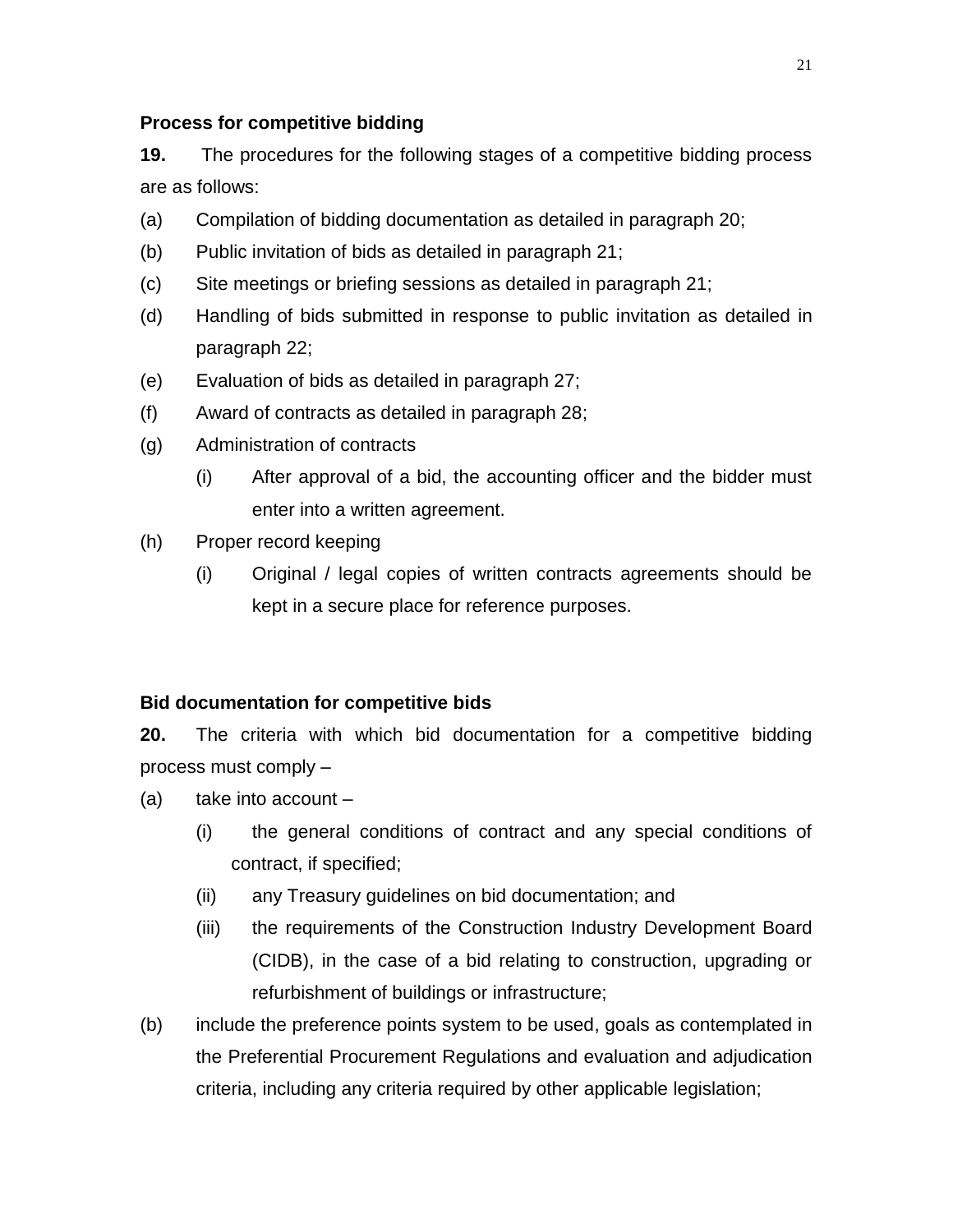**Process for competitive bidding**

**19.** The procedures for the following stages of a competitive bidding process are as follows:

(a) Compilation of bidding documentation as detailed in paragraph 20;

(b) Public invitation of bids as detailed in paragraph 21;

(c) Site meetings or briefing sessions as detailed in paragraph 21;

(d) Handling of bids submitted in response to public invitation as detailed in paragraph 22;

(e) Evaluation of bids as detailed in paragraph 27;

(f) Award of contracts as detailed in paragraph 28;

(g) Administration of contracts

  (i) After approval of a bid, the accounting officer and the bidder must enter into a written agreement.

(h) Proper record keeping

  (i) Original / legal copies of written contracts agreements should be kept in a secure place for reference purposes.

**Bid documentation for competitive bids**

**20.** The criteria with which bid documentation for a competitive bidding process must comply –

(a) take into account –

  (i) the general conditions of contract and any special conditions of contract, if specified;

  (ii) any Treasury guidelines on bid documentation; and

  (iii) the requirements of the Construction Industry Development Board (CIDB), in the case of a bid relating to construction, upgrading or refurbishment of buildings or infrastructure;

(b) include the preference points system to be used, goals as contemplated in the Preferential Procurement Regulations and evaluation and adjudication criteria, including any criteria required by other applicable legislation;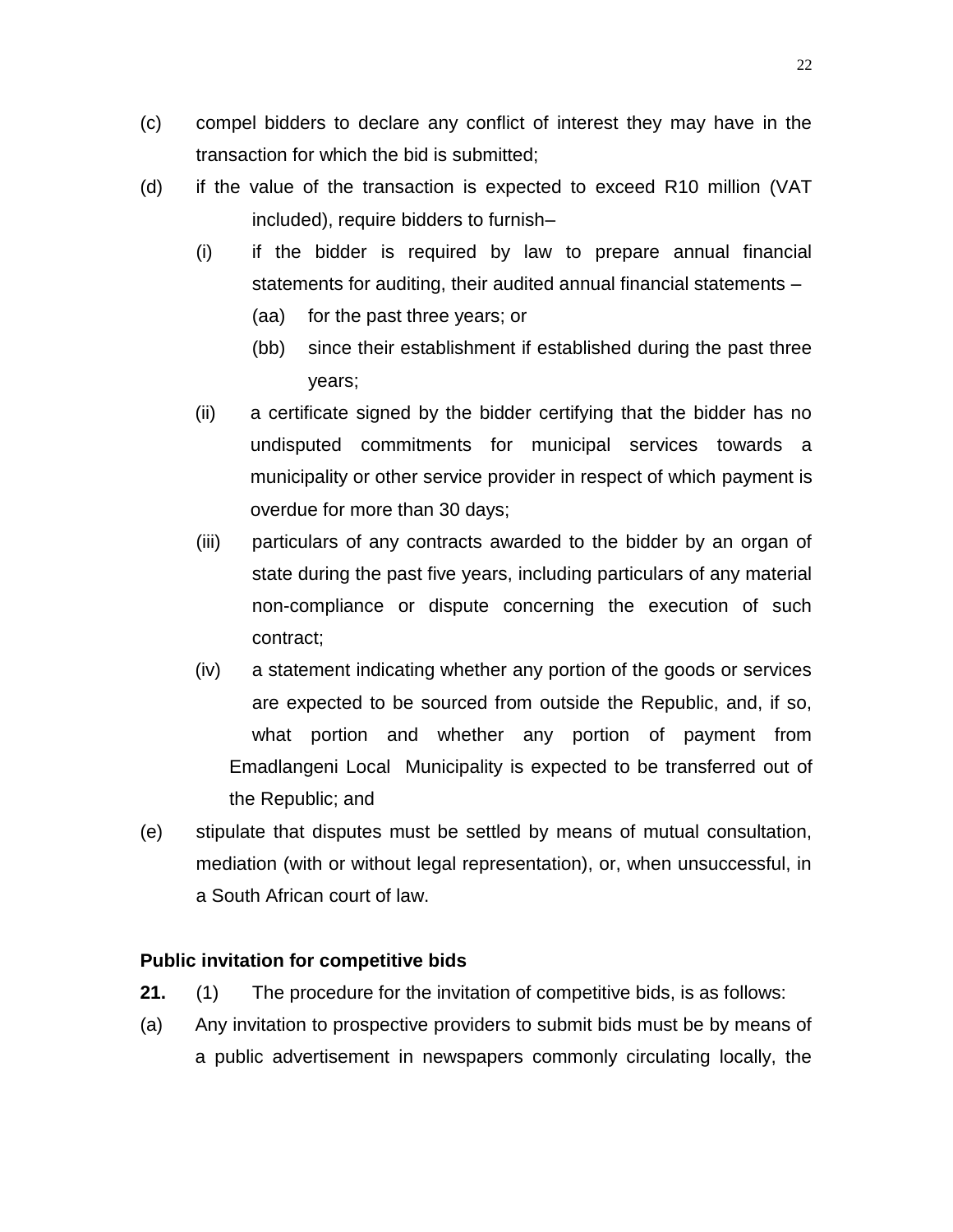(c) compel bidders to declare any conflict of interest they may have in the transaction for which the bid is submitted;

(d) if the value of the transaction is expected to exceed R10 million (VAT included), require bidders to furnish–

  (i) if the bidder is required by law to prepare annual financial statements for auditing, their audited annual financial statements –

    (aa) for the past three years; or

    (bb) since their establishment if established during the past three years;

  (ii) a certificate signed by the bidder certifying that the bidder has no undisputed commitments for municipal services towards a municipality or other service provider in respect of which payment is overdue for more than 30 days;

  (iii) particulars of any contracts awarded to the bidder by an organ of state during the past five years, including particulars of any material non-compliance or dispute concerning the execution of such contract;

  (iv) a statement indicating whether any portion of the goods or services are expected to be sourced from outside the Republic, and, if so, what portion and whether any portion of payment from Emadlangeni Local Municipality is expected to be transferred out of the Republic; and

(e) stipulate that disputes must be settled by means of mutual consultation, mediation (with or without legal representation), or, when unsuccessful, in a South African court of law.

**Public invitation for competitive bids**

**21.** (1) The procedure for the invitation of competitive bids, is as follows:

(a) Any invitation to prospective providers to submit bids must be by means of a public advertisement in newspapers commonly circulating locally, the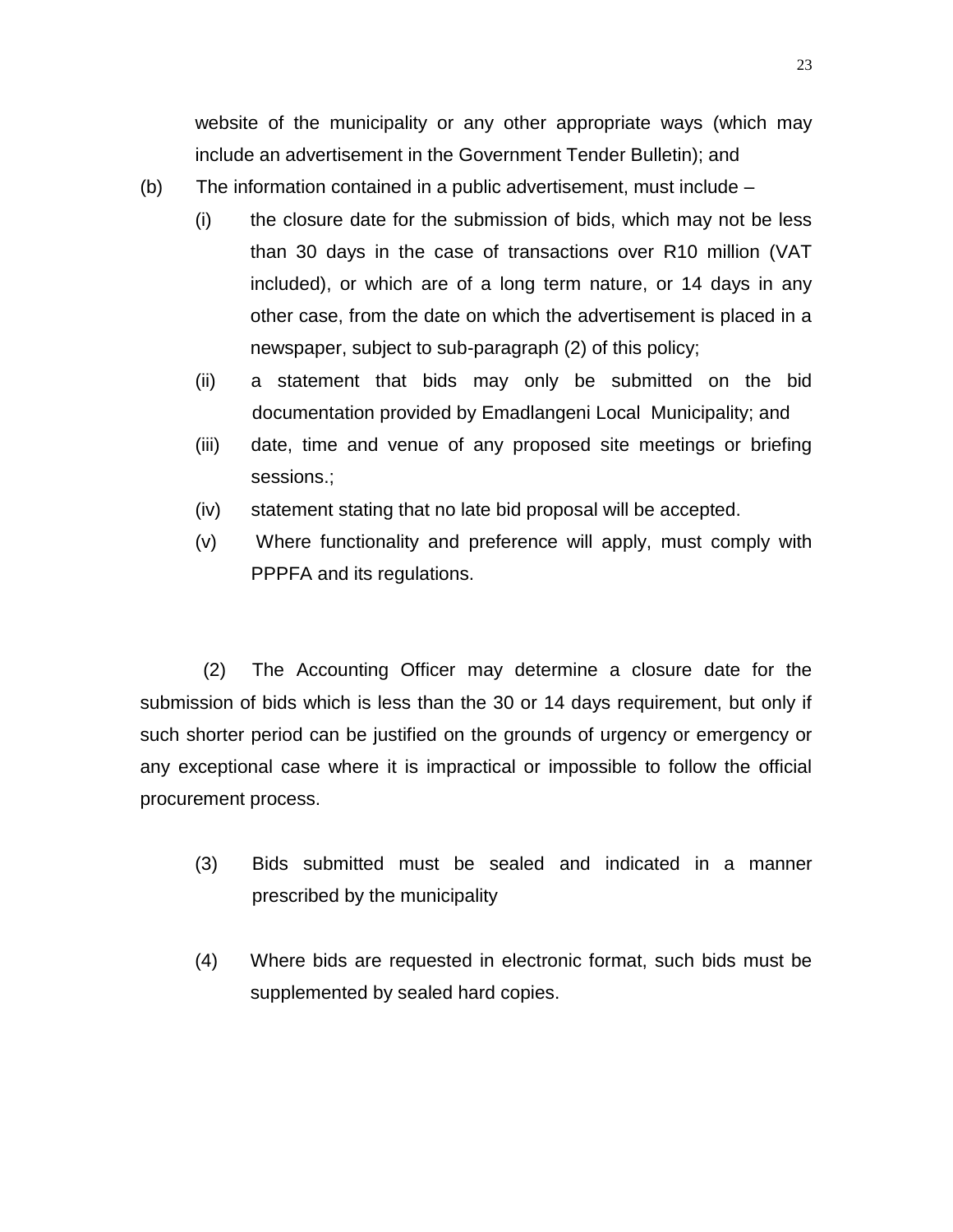website of the municipality or any other appropriate ways (which may include an advertisement in the Government Tender Bulletin); and

(b) The information contained in a public advertisement, must include –

   (i) the closure date for the submission of bids, which may not be less than 30 days in the case of transactions over R10 million (VAT included), or which are of a long term nature, or 14 days in any other case, from the date on which the advertisement is placed in a newspaper, subject to sub-paragraph (2) of this policy;

   (ii) a statement that bids may only be submitted on the bid documentation provided by Emadlangeni Local Municipality; and

   (iii) date, time and venue of any proposed site meetings or briefing sessions.;

   (iv) statement stating that no late bid proposal will be accepted.

   (v) Where functionality and preference will apply, must comply with PPPFA and its regulations.

(2) The Accounting Officer may determine a closure date for the submission of bids which is less than the 30 or 14 days requirement, but only if such shorter period can be justified on the grounds of urgency or emergency or any exceptional case where it is impractical or impossible to follow the official procurement process.

(3) Bids submitted must be sealed and indicated in a manner prescribed by the municipality

(4) Where bids are requested in electronic format, such bids must be supplemented by sealed hard copies.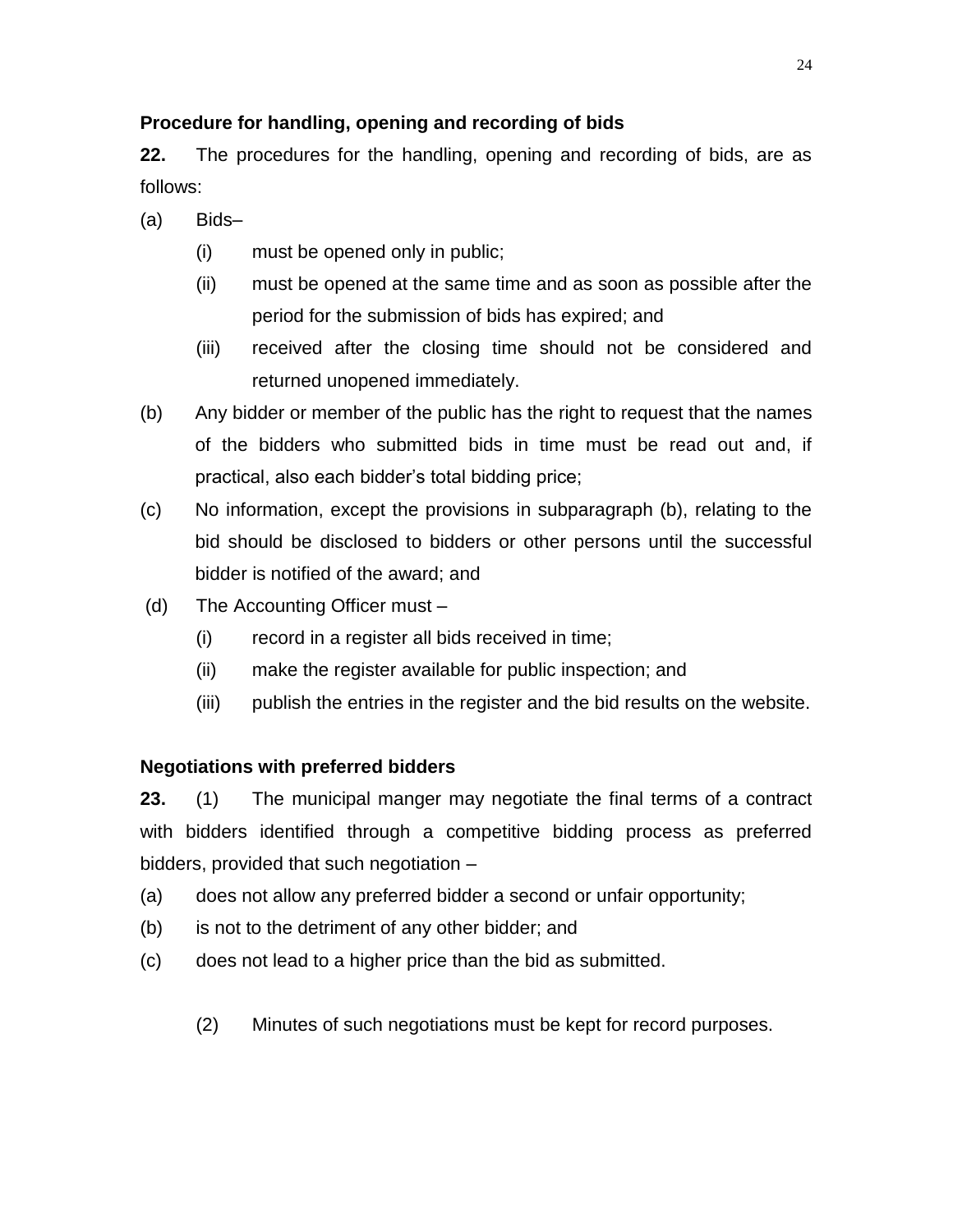**Procedure for handling, opening and recording of bids**

**22.** The procedures for the handling, opening and recording of bids, are as follows:

(a) Bids–

  (i) must be opened only in public;

  (ii) must be opened at the same time and as soon as possible after the period for the submission of bids has expired; and

  (iii) received after the closing time should not be considered and returned unopened immediately.

(b) Any bidder or member of the public has the right to request that the names of the bidders who submitted bids in time must be read out and, if practical, also each bidder's total bidding price;

(c) No information, except the provisions in subparagraph (b), relating to the bid should be disclosed to bidders or other persons until the successful bidder is notified of the award; and

(d) The Accounting Officer must –

  (i) record in a register all bids received in time;

  (ii) make the register available for public inspection; and

  (iii) publish the entries in the register and the bid results on the website.

**Negotiations with preferred bidders**

**23.** (1) The municipal manger may negotiate the final terms of a contract with bidders identified through a competitive bidding process as preferred bidders, provided that such negotiation –

(a) does not allow any preferred bidder a second or unfair opportunity;

(b) is not to the detriment of any other bidder; and

(c) does not lead to a higher price than the bid as submitted.

(2) Minutes of such negotiations must be kept for record purposes.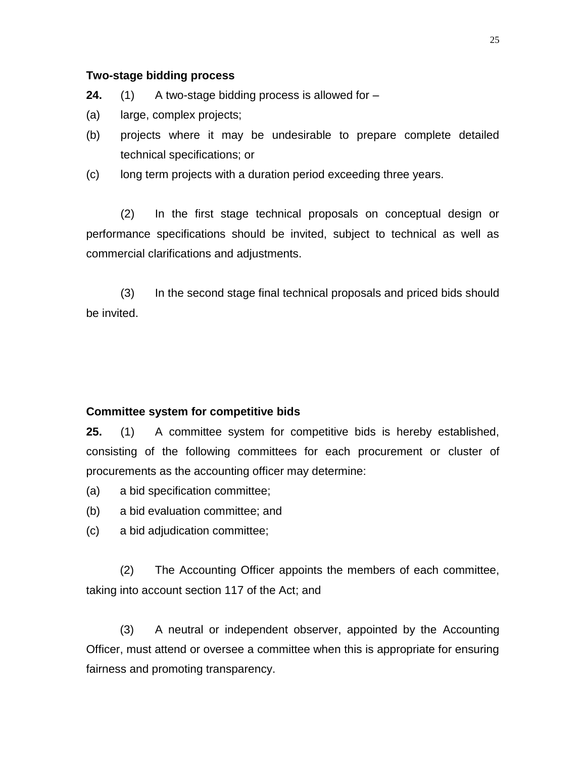**Two-stage bidding process**

**24.** (1) A two-stage bidding process is allowed for –

(a) large, complex projects;

(b) projects where it may be undesirable to prepare complete detailed technical specifications; or

(c) long term projects with a duration period exceeding three years.

(2) In the first stage technical proposals on conceptual design or performance specifications should be invited, subject to technical as well as commercial clarifications and adjustments.

(3) In the second stage final technical proposals and priced bids should be invited.

**Committee system for competitive bids**

**25.** (1) A committee system for competitive bids is hereby established, consisting of the following committees for each procurement or cluster of procurements as the accounting officer may determine:

(a) a bid specification committee;

(b) a bid evaluation committee; and

(c) a bid adjudication committee;

(2) The Accounting Officer appoints the members of each committee, taking into account section 117 of the Act; and

(3) A neutral or independent observer, appointed by the Accounting Officer, must attend or oversee a committee when this is appropriate for ensuring fairness and promoting transparency.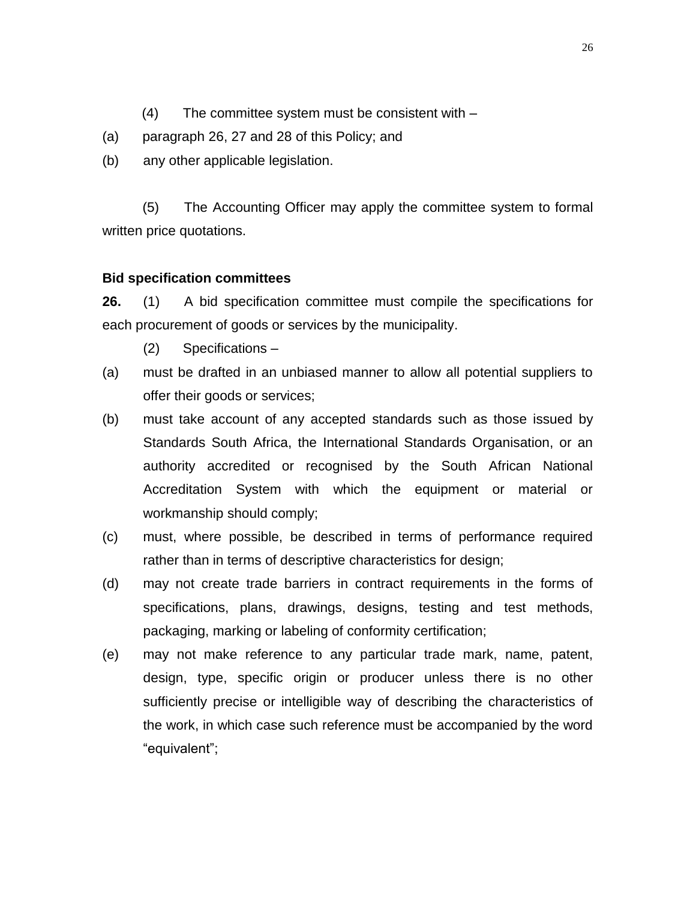(4) The committee system must be consistent with –

(a) paragraph 26, 27 and 28 of this Policy; and

(b) any other applicable legislation.

(5) The Accounting Officer may apply the committee system to formal written price quotations.

**Bid specification committees**

**26.** (1) A bid specification committee must compile the specifications for each procurement of goods or services by the municipality.

(2) Specifications –

(a) must be drafted in an unbiased manner to allow all potential suppliers to offer their goods or services;

(b) must take account of any accepted standards such as those issued by Standards South Africa, the International Standards Organisation, or an authority accredited or recognised by the South African National Accreditation System with which the equipment or material or workmanship should comply;

(c) must, where possible, be described in terms of performance required rather than in terms of descriptive characteristics for design;

(d) may not create trade barriers in contract requirements in the forms of specifications, plans, drawings, designs, testing and test methods, packaging, marking or labeling of conformity certification;

(e) may not make reference to any particular trade mark, name, patent, design, type, specific origin or producer unless there is no other sufficiently precise or intelligible way of describing the characteristics of the work, in which case such reference must be accompanied by the word "equivalent";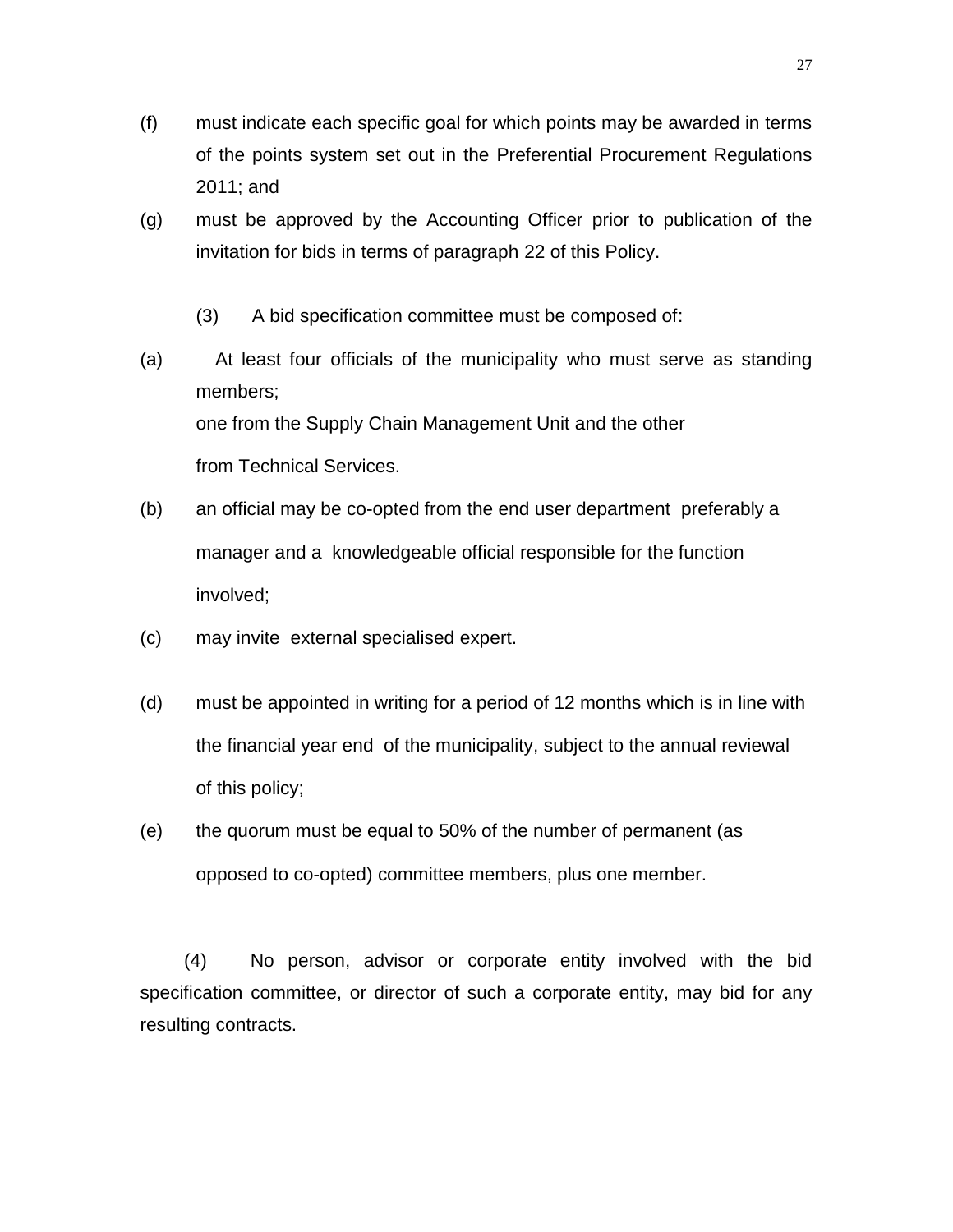(f) must indicate each specific goal for which points may be awarded in terms of the points system set out in the Preferential Procurement Regulations 2011; and

(g) must be approved by the Accounting Officer prior to publication of the invitation for bids in terms of paragraph 22 of this Policy.

(3) A bid specification committee must be composed of:

(a) At least four officials of the municipality who must serve as standing members;
one from the Supply Chain Management Unit and the other
from Technical Services.

(b) an official may be co-opted from the end user department preferably a manager and a knowledgeable official responsible for the function involved;

(c) may invite external specialised expert.

(d) must be appointed in writing for a period of 12 months which is in line with the financial year end of the municipality, subject to the annual reviewal of this policy;

(e) the quorum must be equal to 50% of the number of permanent (as opposed to co-opted) committee members, plus one member.

(4) No person, advisor or corporate entity involved with the bid specification committee, or director of such a corporate entity, may bid for any resulting contracts.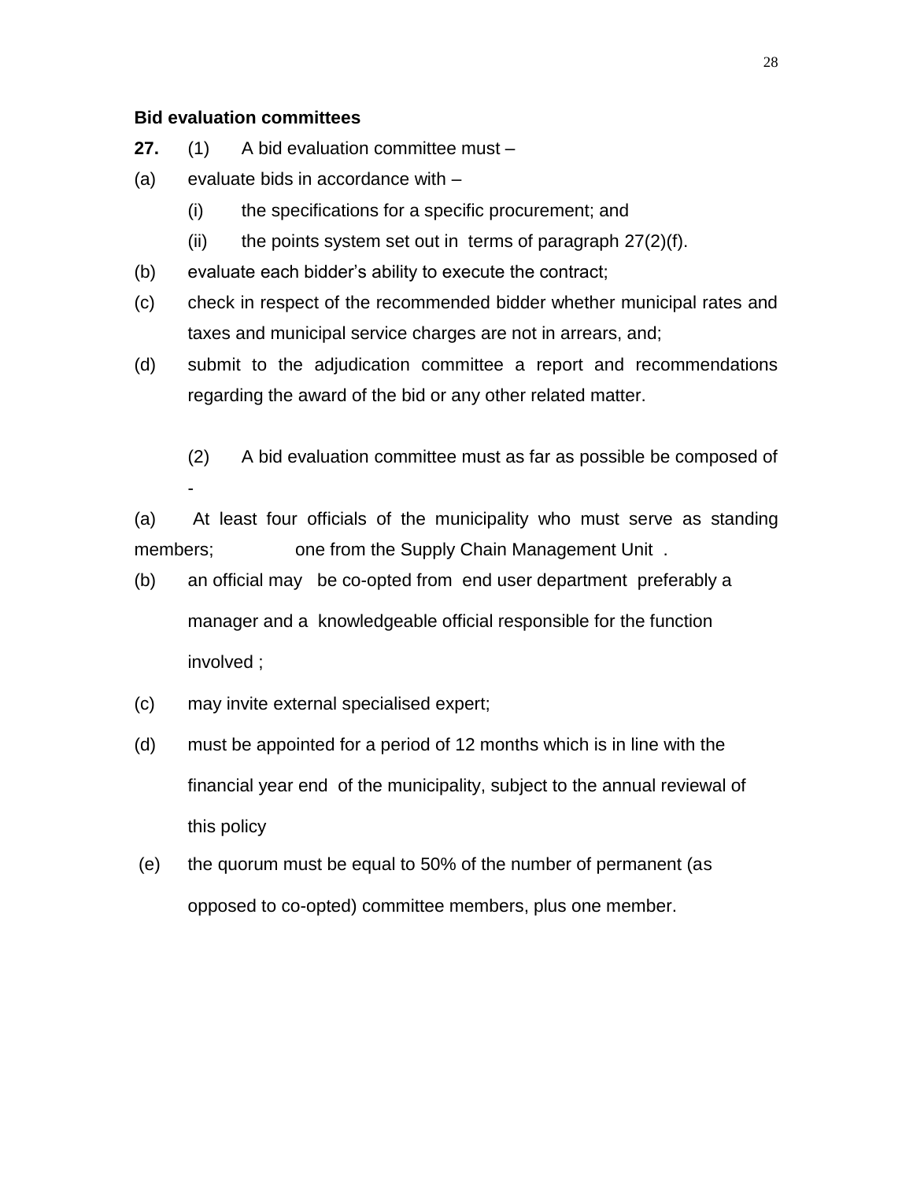**Bid evaluation committees**

**27.** (1) A bid evaluation committee must –

(a) evaluate bids in accordance with –

  (i) the specifications for a specific procurement; and

  (ii) the points system set out in terms of paragraph 27(2)(f).

(b) evaluate each bidder's ability to execute the contract;

(c) check in respect of the recommended bidder whether municipal rates and taxes and municipal service charges are not in arrears, and;

(d) submit to the adjudication committee a report and recommendations regarding the award of the bid or any other related matter.

(2) A bid evaluation committee must as far as possible be composed of -

(a) At least four officials of the municipality who must serve as standing members; one from the Supply Chain Management Unit .

(b) an official may be co-opted from end user department preferably a manager and a knowledgeable official responsible for the function involved ;

(c) may invite external specialised expert;

(d) must be appointed for a period of 12 months which is in line with the financial year end of the municipality, subject to the annual reviewal of this policy

(e) the quorum must be equal to 50% of the number of permanent (as opposed to co-opted) committee members, plus one member.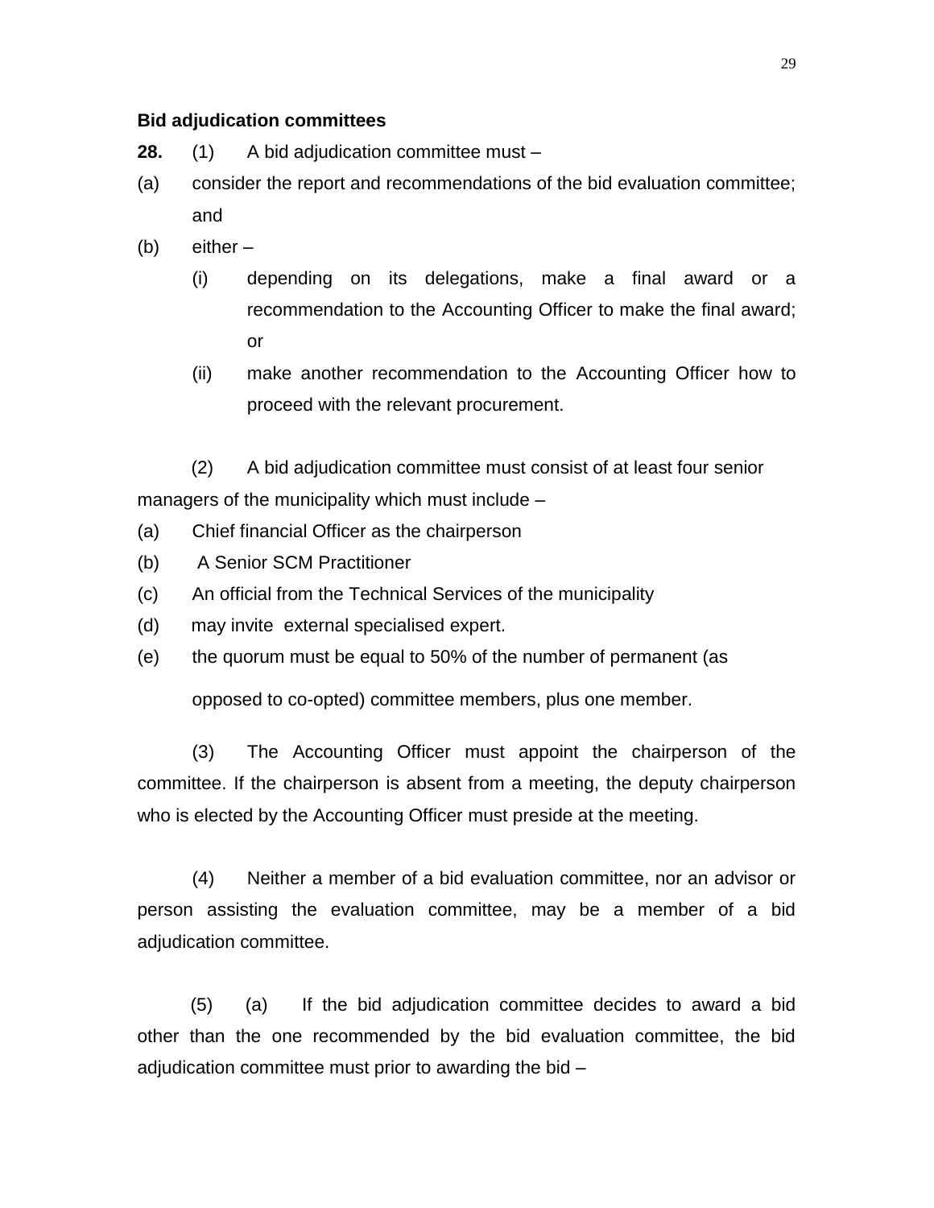**Bid adjudication committees**

**28.** (1) A bid adjudication committee must –

(a) consider the report and recommendations of the bid evaluation committee; and

(b) either –

  (i) depending on its delegations, make a final award or a recommendation to the Accounting Officer to make the final award; or

  (ii) make another recommendation to the Accounting Officer how to proceed with the relevant procurement.

(2) A bid adjudication committee must consist of at least four senior managers of the municipality which must include –

(a) Chief financial Officer as the chairperson

(b) A Senior SCM Practitioner

(c) An official from the Technical Services of the municipality

(d) may invite external specialised expert.

(e) the quorum must be equal to 50% of the number of permanent (as opposed to co-opted) committee members, plus one member.

(3) The Accounting Officer must appoint the chairperson of the committee. If the chairperson is absent from a meeting, the deputy chairperson who is elected by the Accounting Officer must preside at the meeting.

(4) Neither a member of a bid evaluation committee, nor an advisor or person assisting the evaluation committee, may be a member of a bid adjudication committee.

(5) (a) If the bid adjudication committee decides to award a bid other than the one recommended by the bid evaluation committee, the bid adjudication committee must prior to awarding the bid –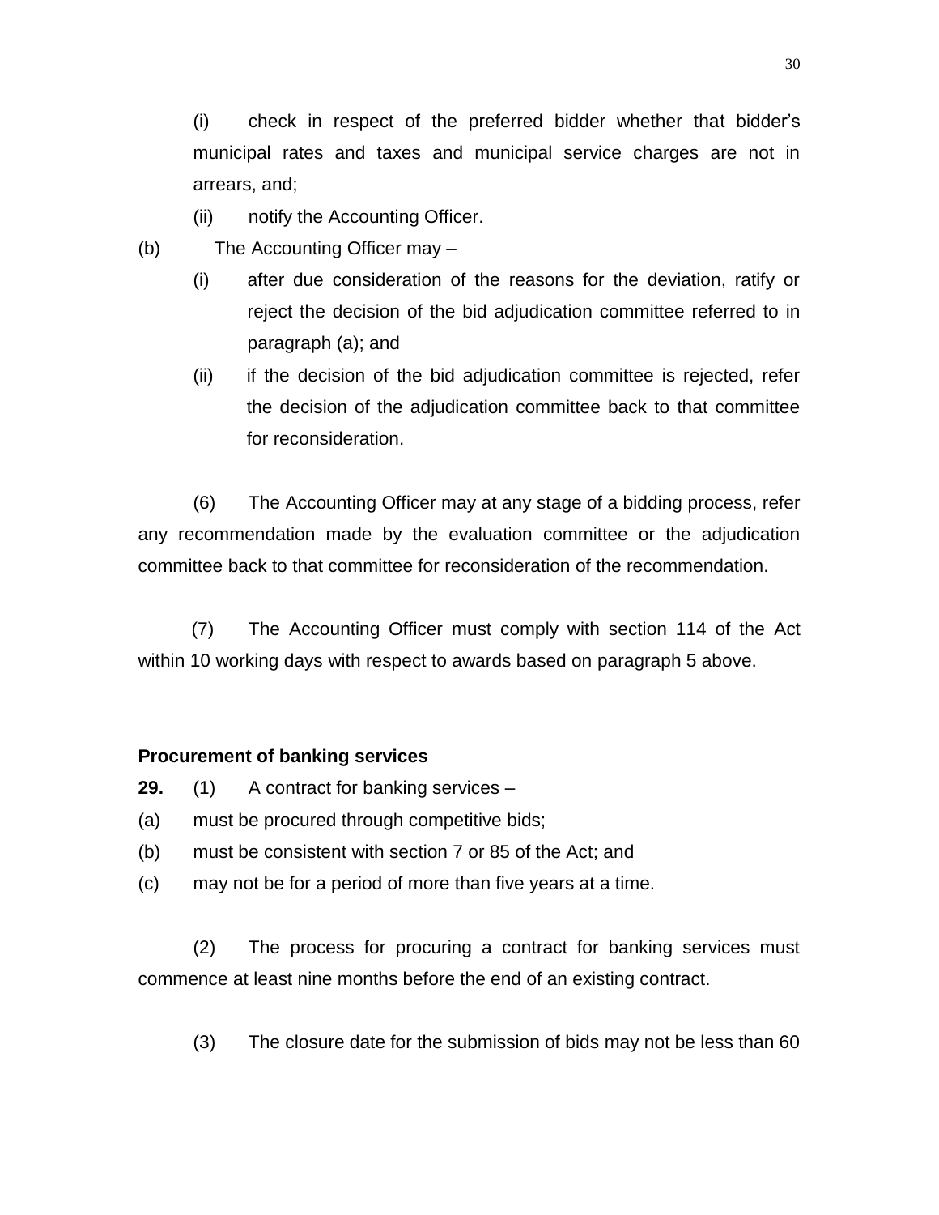(i) check in respect of the preferred bidder whether that bidder's municipal rates and taxes and municipal service charges are not in arrears, and;

(ii) notify the Accounting Officer.

(b) The Accounting Officer may –

(i) after due consideration of the reasons for the deviation, ratify or reject the decision of the bid adjudication committee referred to in paragraph (a); and

(ii) if the decision of the bid adjudication committee is rejected, refer the decision of the adjudication committee back to that committee for reconsideration.

(6) The Accounting Officer may at any stage of a bidding process, refer any recommendation made by the evaluation committee or the adjudication committee back to that committee for reconsideration of the recommendation.

(7) The Accounting Officer must comply with section 114 of the Act within 10 working days with respect to awards based on paragraph 5 above.

**Procurement of banking services**

**29.** (1) A contract for banking services –

(a) must be procured through competitive bids;

(b) must be consistent with section 7 or 85 of the Act; and

(c) may not be for a period of more than five years at a time.

(2) The process for procuring a contract for banking services must commence at least nine months before the end of an existing contract.

(3) The closure date for the submission of bids may not be less than 60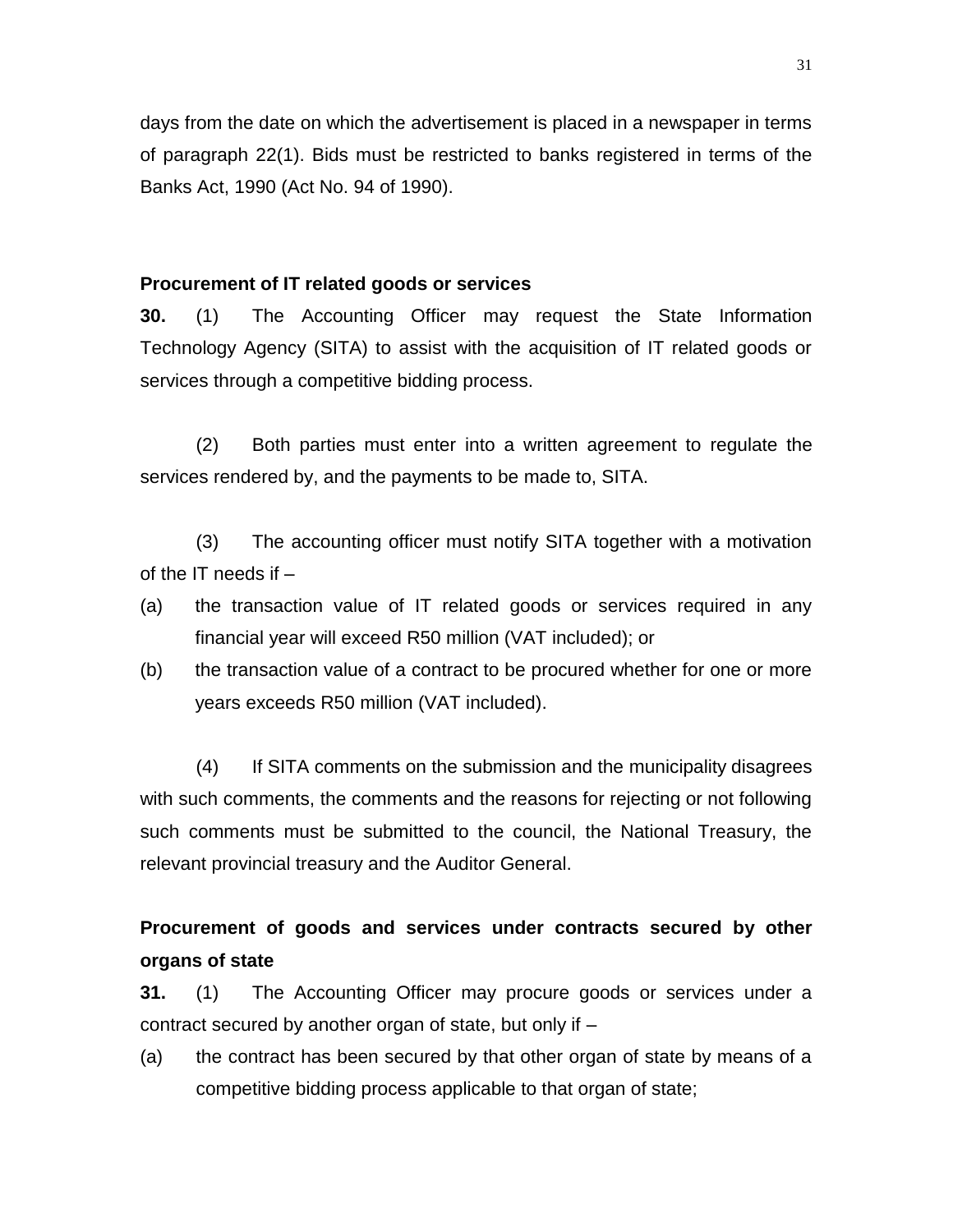days from the date on which the advertisement is placed in a newspaper in terms of paragraph 22(1). Bids must be restricted to banks registered in terms of the Banks Act, 1990 (Act No. 94 of 1990).

### Procurement of IT related goods or services

**30.** (1) The Accounting Officer may request the State Information Technology Agency (SITA) to assist with the acquisition of IT related goods or services through a competitive bidding process.

(2) Both parties must enter into a written agreement to regulate the services rendered by, and the payments to be made to, SITA.

(3) The accounting officer must notify SITA together with a motivation of the IT needs if –

(a) the transaction value of IT related goods or services required in any financial year will exceed R50 million (VAT included); or

(b) the transaction value of a contract to be procured whether for one or more years exceeds R50 million (VAT included).

(4) If SITA comments on the submission and the municipality disagrees with such comments, the comments and the reasons for rejecting or not following such comments must be submitted to the council, the National Treasury, the relevant provincial treasury and the Auditor General.

### Procurement of goods and services under contracts secured by other organs of state

**31.** (1) The Accounting Officer may procure goods or services under a contract secured by another organ of state, but only if –

(a) the contract has been secured by that other organ of state by means of a competitive bidding process applicable to that organ of state;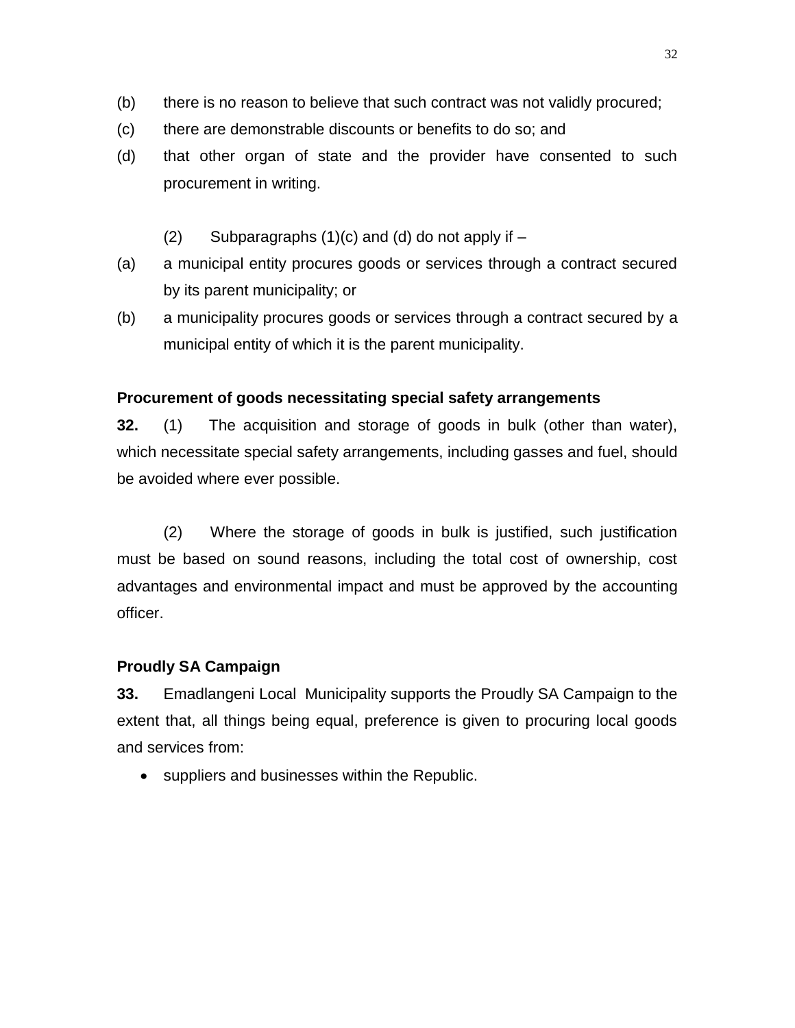(b) there is no reason to believe that such contract was not validly procured;

(c) there are demonstrable discounts or benefits to do so; and

(d) that other organ of state and the provider have consented to such procurement in writing.

(2) Subparagraphs (1)(c) and (d) do not apply if –

(a) a municipal entity procures goods or services through a contract secured by its parent municipality; or

(b) a municipality procures goods or services through a contract secured by a municipal entity of which it is the parent municipality.

**Procurement of goods necessitating special safety arrangements**

**32.** (1) The acquisition and storage of goods in bulk (other than water), which necessitate special safety arrangements, including gasses and fuel, should be avoided where ever possible.

(2) Where the storage of goods in bulk is justified, such justification must be based on sound reasons, including the total cost of ownership, cost advantages and environmental impact and must be approved by the accounting officer.

**Proudly SA Campaign**

**33.** Emadlangeni Local Municipality supports the Proudly SA Campaign to the extent that, all things being equal, preference is given to procuring local goods and services from:

- suppliers and businesses within the Republic.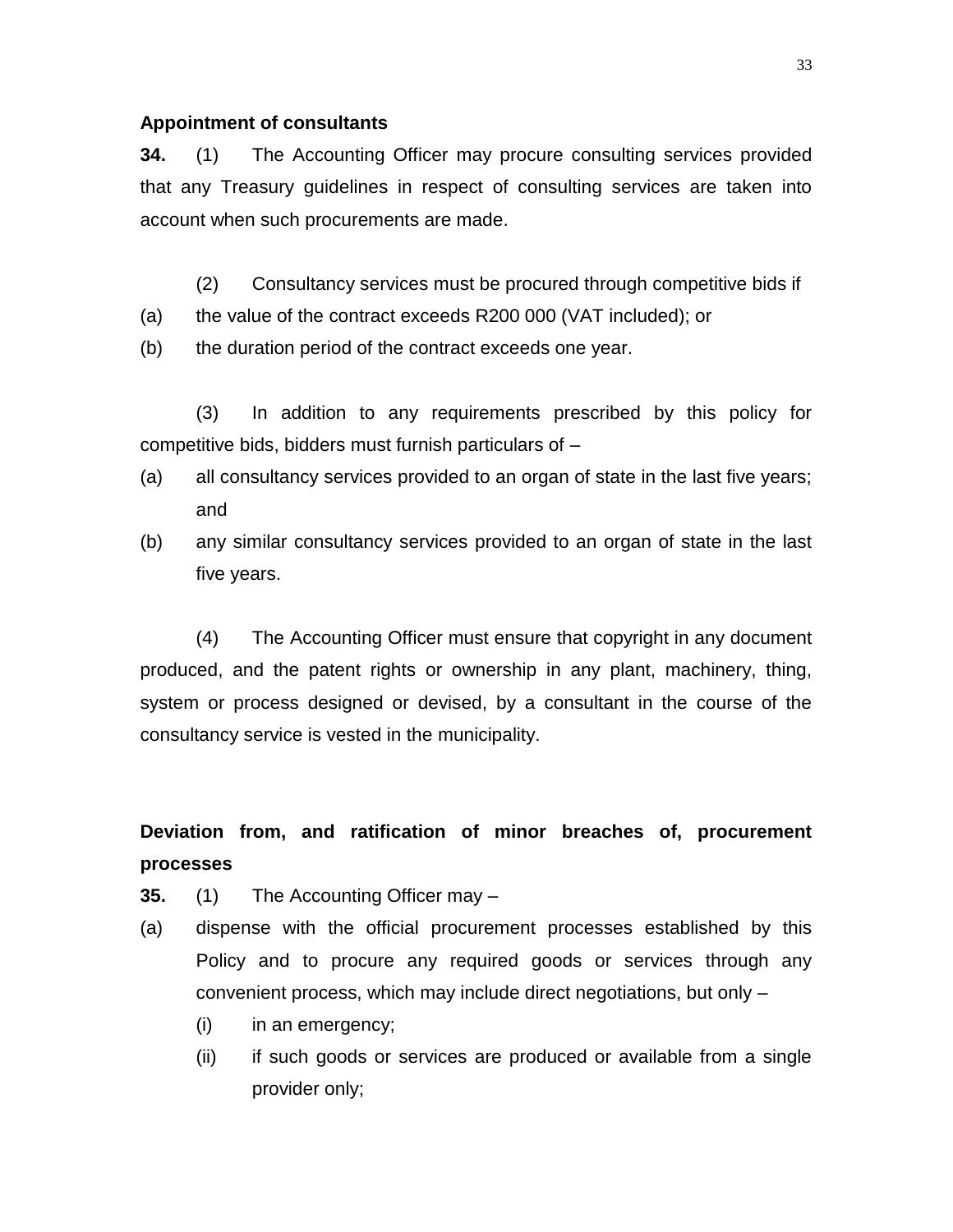**Appointment of consultants**

**34.** (1) The Accounting Officer may procure consulting services provided that any Treasury guidelines in respect of consulting services are taken into account when such procurements are made.

(2) Consultancy services must be procured through competitive bids if

(a) the value of the contract exceeds R200 000 (VAT included); or

(b) the duration period of the contract exceeds one year.

(3) In addition to any requirements prescribed by this policy for competitive bids, bidders must furnish particulars of –

(a) all consultancy services provided to an organ of state in the last five years; and

(b) any similar consultancy services provided to an organ of state in the last five years.

(4) The Accounting Officer must ensure that copyright in any document produced, and the patent rights or ownership in any plant, machinery, thing, system or process designed or devised, by a consultant in the course of the consultancy service is vested in the municipality.

**Deviation from, and ratification of minor breaches of, procurement processes**

**35.** (1) The Accounting Officer may –

(a) dispense with the official procurement processes established by this Policy and to procure any required goods or services through any convenient process, which may include direct negotiations, but only –

  (i) in an emergency;

  (ii) if such goods or services are produced or available from a single provider only;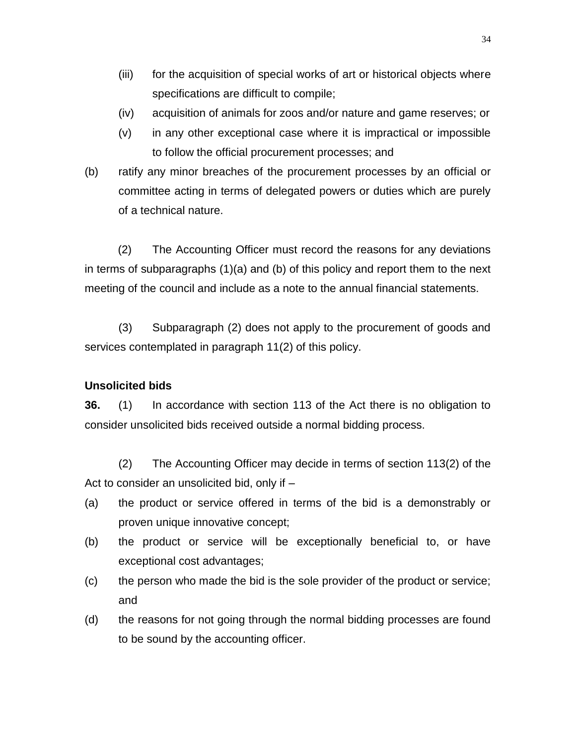(iii) for the acquisition of special works of art or historical objects where specifications are difficult to compile;

(iv) acquisition of animals for zoos and/or nature and game reserves; or

(v) in any other exceptional case where it is impractical or impossible to follow the official procurement processes; and

(b) ratify any minor breaches of the procurement processes by an official or committee acting in terms of delegated powers or duties which are purely of a technical nature.

(2) The Accounting Officer must record the reasons for any deviations in terms of subparagraphs (1)(a) and (b) of this policy and report them to the next meeting of the council and include as a note to the annual financial statements.

(3) Subparagraph (2) does not apply to the procurement of goods and services contemplated in paragraph 11(2) of this policy.

**Unsolicited bids**

**36.** (1) In accordance with section 113 of the Act there is no obligation to consider unsolicited bids received outside a normal bidding process.

(2) The Accounting Officer may decide in terms of section 113(2) of the Act to consider an unsolicited bid, only if –

(a) the product or service offered in terms of the bid is a demonstrably or proven unique innovative concept;

(b) the product or service will be exceptionally beneficial to, or have exceptional cost advantages;

(c) the person who made the bid is the sole provider of the product or service; and

(d) the reasons for not going through the normal bidding processes are found to be sound by the accounting officer.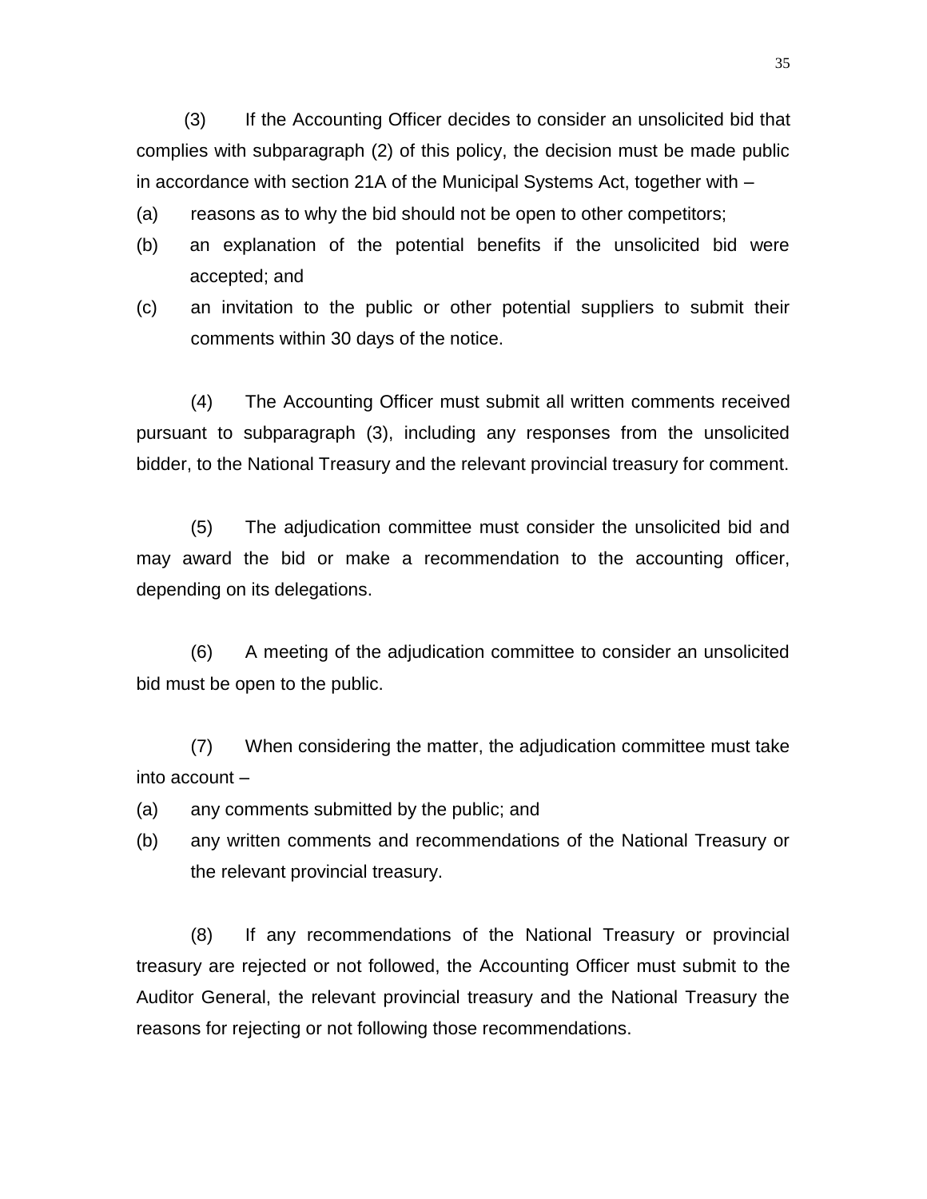(3) If the Accounting Officer decides to consider an unsolicited bid that complies with subparagraph (2) of this policy, the decision must be made public in accordance with section 21A of the Municipal Systems Act, together with –

(a) reasons as to why the bid should not be open to other competitors;

(b) an explanation of the potential benefits if the unsolicited bid were accepted; and

(c) an invitation to the public or other potential suppliers to submit their comments within 30 days of the notice.

(4) The Accounting Officer must submit all written comments received pursuant to subparagraph (3), including any responses from the unsolicited bidder, to the National Treasury and the relevant provincial treasury for comment.

(5) The adjudication committee must consider the unsolicited bid and may award the bid or make a recommendation to the accounting officer, depending on its delegations.

(6) A meeting of the adjudication committee to consider an unsolicited bid must be open to the public.

(7) When considering the matter, the adjudication committee must take into account –

(a) any comments submitted by the public; and

(b) any written comments and recommendations of the National Treasury or the relevant provincial treasury.

(8) If any recommendations of the National Treasury or provincial treasury are rejected or not followed, the Accounting Officer must submit to the Auditor General, the relevant provincial treasury and the National Treasury the reasons for rejecting or not following those recommendations.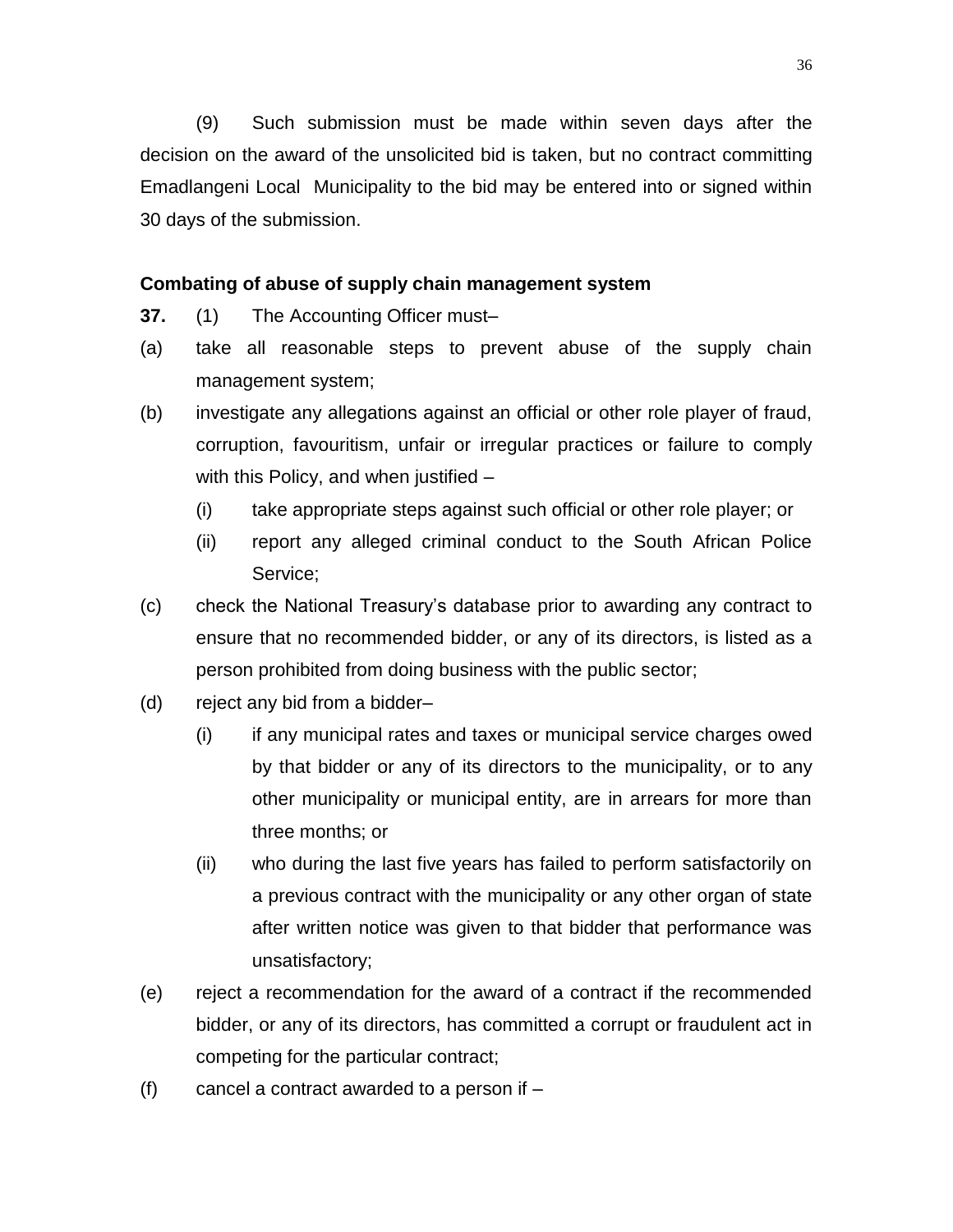(9) Such submission must be made within seven days after the decision on the award of the unsolicited bid is taken, but no contract committing Emadlangeni Local Municipality to the bid may be entered into or signed within 30 days of the submission.

**Combating of abuse of supply chain management system**

**37.** (1) The Accounting Officer must–

(a) take all reasonable steps to prevent abuse of the supply chain management system;

(b) investigate any allegations against an official or other role player of fraud, corruption, favouritism, unfair or irregular practices or failure to comply with this Policy, and when justified –

   (i) take appropriate steps against such official or other role player; or

   (ii) report any alleged criminal conduct to the South African Police Service;

(c) check the National Treasury's database prior to awarding any contract to ensure that no recommended bidder, or any of its directors, is listed as a person prohibited from doing business with the public sector;

(d) reject any bid from a bidder–

   (i) if any municipal rates and taxes or municipal service charges owed by that bidder or any of its directors to the municipality, or to any other municipality or municipal entity, are in arrears for more than three months; or

   (ii) who during the last five years has failed to perform satisfactorily on a previous contract with the municipality or any other organ of state after written notice was given to that bidder that performance was unsatisfactory;

(e) reject a recommendation for the award of a contract if the recommended bidder, or any of its directors, has committed a corrupt or fraudulent act in competing for the particular contract;

(f) cancel a contract awarded to a person if –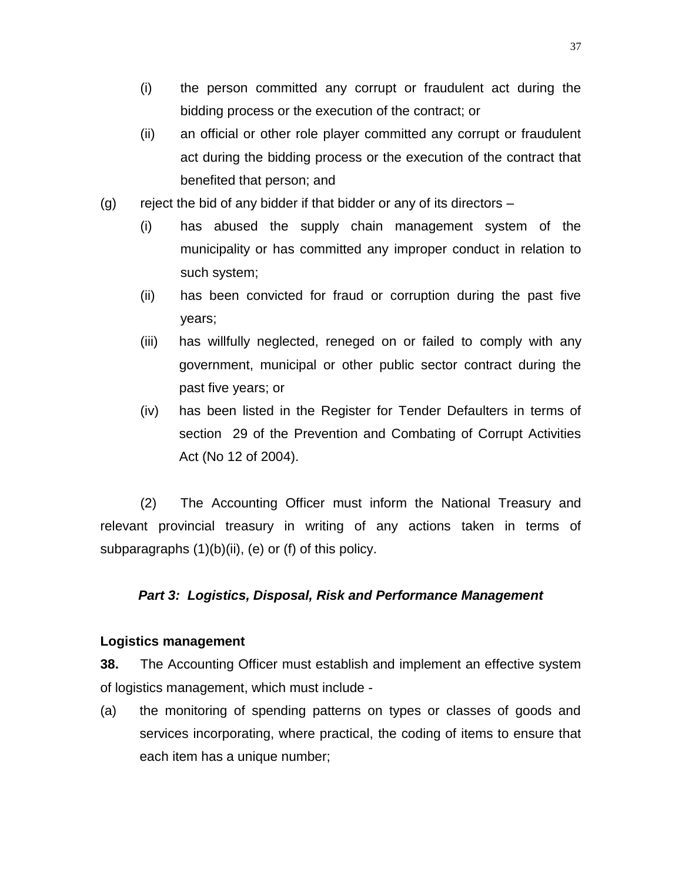(i) the person committed any corrupt or fraudulent act during the bidding process or the execution of the contract; or

(ii) an official or other role player committed any corrupt or fraudulent act during the bidding process or the execution of the contract that benefited that person; and

(g) reject the bid of any bidder if that bidder or any of its directors –

(i) has abused the supply chain management system of the municipality or has committed any improper conduct in relation to such system;

(ii) has been convicted for fraud or corruption during the past five years;

(iii) has willfully neglected, reneged on or failed to comply with any government, municipal or other public sector contract during the past five years; or

(iv) has been listed in the Register for Tender Defaulters in terms of section 29 of the Prevention and Combating of Corrupt Activities Act (No 12 of 2004).

(2) The Accounting Officer must inform the National Treasury and relevant provincial treasury in writing of any actions taken in terms of subparagraphs (1)(b)(ii), (e) or (f) of this policy.

## *Part 3: Logistics, Disposal, Risk and Performance Management*

### Logistics management

**38.** The Accounting Officer must establish and implement an effective system of logistics management, which must include -

(a) the monitoring of spending patterns on types or classes of goods and services incorporating, where practical, the coding of items to ensure that each item has a unique number;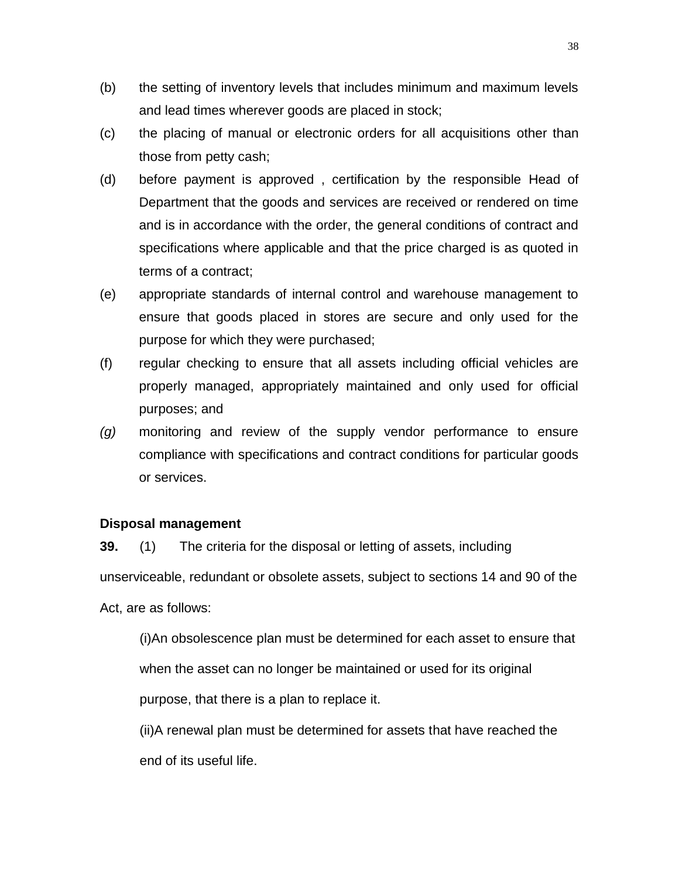(b) the setting of inventory levels that includes minimum and maximum levels and lead times wherever goods are placed in stock;

(c) the placing of manual or electronic orders for all acquisitions other than those from petty cash;

(d) before payment is approved , certification by the responsible Head of Department that the goods and services are received or rendered on time and is in accordance with the order, the general conditions of contract and specifications where applicable and that the price charged is as quoted in terms of a contract;

(e) appropriate standards of internal control and warehouse management to ensure that goods placed in stores are secure and only used for the purpose for which they were purchased;

(f) regular checking to ensure that all assets including official vehicles are properly managed, appropriately maintained and only used for official purposes; and

*(g)* monitoring and review of the supply vendor performance to ensure compliance with specifications and contract conditions for particular goods or services.

**Disposal management**

**39.** (1) The criteria for the disposal or letting of assets, including unserviceable, redundant or obsolete assets, subject to sections 14 and 90 of the Act, are as follows:

(i)An obsolescence plan must be determined for each asset to ensure that when the asset can no longer be maintained or used for its original purpose, that there is a plan to replace it.

(ii)A renewal plan must be determined for assets that have reached the end of its useful life.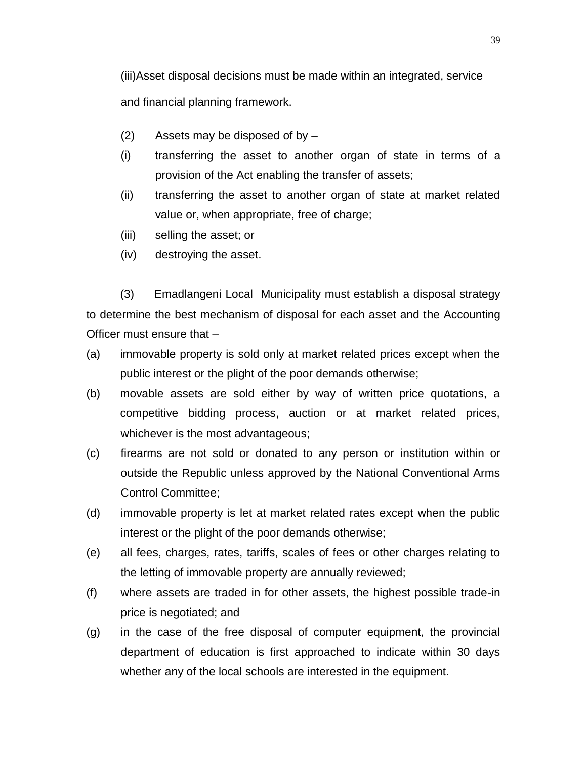(iii)Asset disposal decisions must be made within an integrated, service and financial planning framework.

(2) Assets may be disposed of by –

(i) transferring the asset to another organ of state in terms of a provision of the Act enabling the transfer of assets;

(ii) transferring the asset to another organ of state at market related value or, when appropriate, free of charge;

(iii) selling the asset; or

(iv) destroying the asset.

(3) Emadlangeni Local Municipality must establish a disposal strategy to determine the best mechanism of disposal for each asset and the Accounting Officer must ensure that –

(a) immovable property is sold only at market related prices except when the public interest or the plight of the poor demands otherwise;

(b) movable assets are sold either by way of written price quotations, a competitive bidding process, auction or at market related prices, whichever is the most advantageous;

(c) firearms are not sold or donated to any person or institution within or outside the Republic unless approved by the National Conventional Arms Control Committee;

(d) immovable property is let at market related rates except when the public interest or the plight of the poor demands otherwise;

(e) all fees, charges, rates, tariffs, scales of fees or other charges relating to the letting of immovable property are annually reviewed;

(f) where assets are traded in for other assets, the highest possible trade-in price is negotiated; and

(g) in the case of the free disposal of computer equipment, the provincial department of education is first approached to indicate within 30 days whether any of the local schools are interested in the equipment.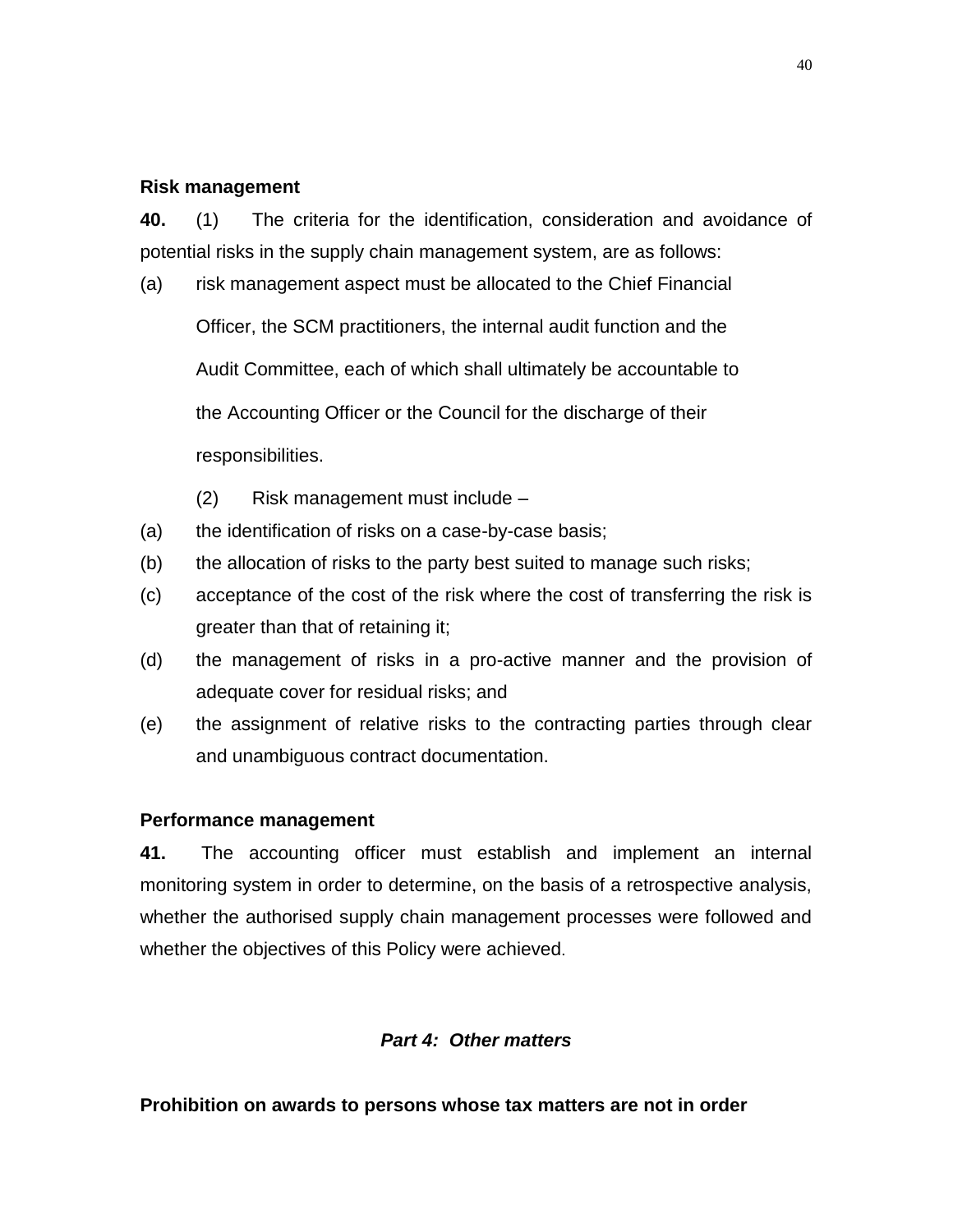**Risk management**

**40.** (1) The criteria for the identification, consideration and avoidance of potential risks in the supply chain management system, are as follows:

(a) risk management aspect must be allocated to the Chief Financial Officer, the SCM practitioners, the internal audit function and the Audit Committee, each of which shall ultimately be accountable to the Accounting Officer or the Council for the discharge of their responsibilities.

(2) Risk management must include –

(a) the identification of risks on a case-by-case basis;

(b) the allocation of risks to the party best suited to manage such risks;

(c) acceptance of the cost of the risk where the cost of transferring the risk is greater than that of retaining it;

(d) the management of risks in a pro-active manner and the provision of adequate cover for residual risks; and

(e) the assignment of relative risks to the contracting parties through clear and unambiguous contract documentation.

**Performance management**

**41.** The accounting officer must establish and implement an internal monitoring system in order to determine, on the basis of a retrospective analysis, whether the authorised supply chain management processes were followed and whether the objectives of this Policy were achieved.

***Part 4: Other matters***

**Prohibition on awards to persons whose tax matters are not in order**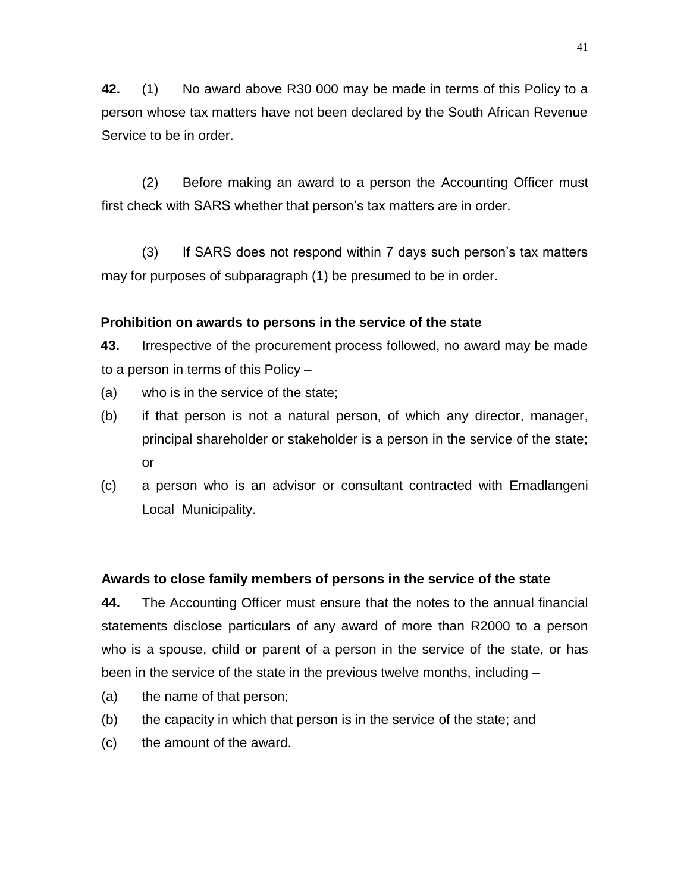**42.** (1) No award above R30 000 may be made in terms of this Policy to a person whose tax matters have not been declared by the South African Revenue Service to be in order.

(2) Before making an award to a person the Accounting Officer must first check with SARS whether that person's tax matters are in order.

(3) If SARS does not respond within 7 days such person's tax matters may for purposes of subparagraph (1) be presumed to be in order.

**Prohibition on awards to persons in the service of the state**

**43.** Irrespective of the procurement process followed, no award may be made to a person in terms of this Policy –

(a) who is in the service of the state;

(b) if that person is not a natural person, of which any director, manager, principal shareholder or stakeholder is a person in the service of the state; or

(c) a person who is an advisor or consultant contracted with Emadlangeni Local Municipality.

**Awards to close family members of persons in the service of the state**

**44.** The Accounting Officer must ensure that the notes to the annual financial statements disclose particulars of any award of more than R2000 to a person who is a spouse, child or parent of a person in the service of the state, or has been in the service of the state in the previous twelve months, including –

(a) the name of that person;

(b) the capacity in which that person is in the service of the state; and

(c) the amount of the award.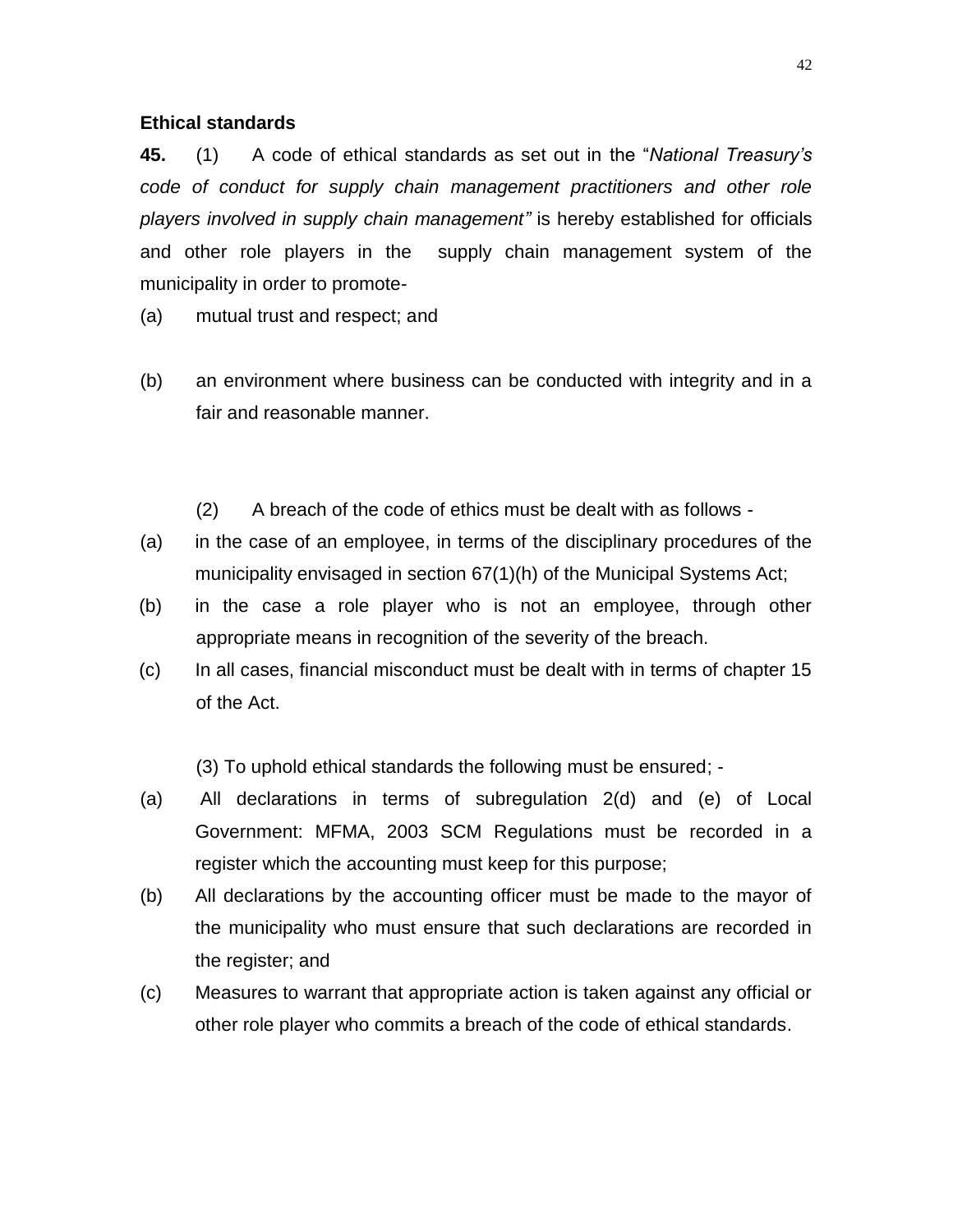**Ethical standards**

**45.** (1) A code of ethical standards as set out in the "*National Treasury's code of conduct for supply chain management practitioners and other role players involved in supply chain management"* is hereby established for officials and other role players in the supply chain management system of the municipality in order to promote-

(a) mutual trust and respect; and

(b) an environment where business can be conducted with integrity and in a fair and reasonable manner.

(2) A breach of the code of ethics must be dealt with as follows -

(a) in the case of an employee, in terms of the disciplinary procedures of the municipality envisaged in section 67(1)(h) of the Municipal Systems Act;

(b) in the case a role player who is not an employee, through other appropriate means in recognition of the severity of the breach.

(c) In all cases, financial misconduct must be dealt with in terms of chapter 15 of the Act.

(3) To uphold ethical standards the following must be ensured; -

(a) All declarations in terms of subregulation 2(d) and (e) of Local Government: MFMA, 2003 SCM Regulations must be recorded in a register which the accounting must keep for this purpose;

(b) All declarations by the accounting officer must be made to the mayor of the municipality who must ensure that such declarations are recorded in the register; and

(c) Measures to warrant that appropriate action is taken against any official or other role player who commits a breach of the code of ethical standards.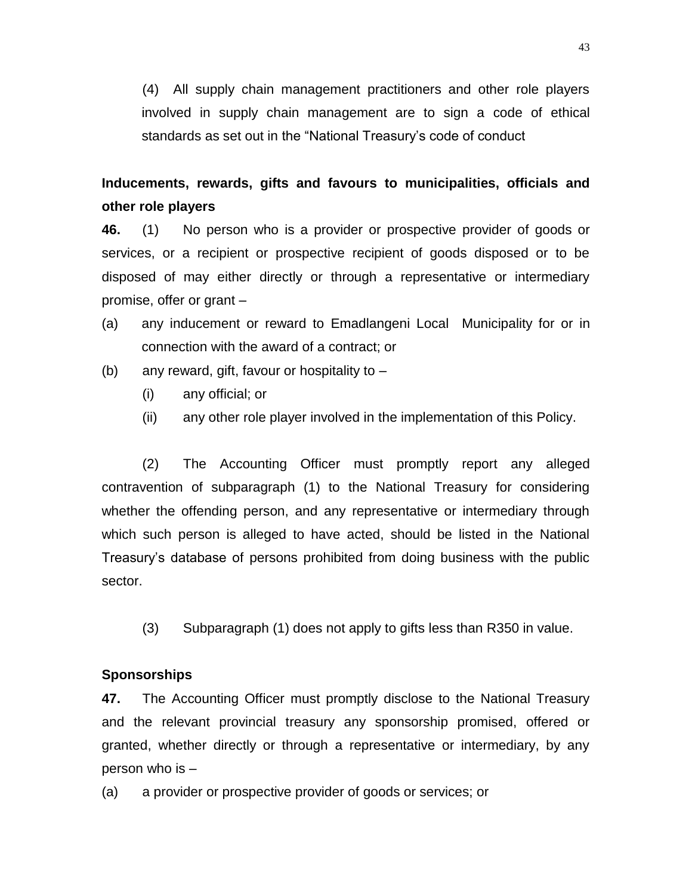(4) All supply chain management practitioners and other role players involved in supply chain management are to sign a code of ethical standards as set out in the "National Treasury's code of conduct

**Inducements, rewards, gifts and favours to municipalities, officials and other role players**

**46.** (1) No person who is a provider or prospective provider of goods or services, or a recipient or prospective recipient of goods disposed or to be disposed of may either directly or through a representative or intermediary promise, offer or grant –

(a) any inducement or reward to Emadlangeni Local Municipality for or in connection with the award of a contract; or

(b) any reward, gift, favour or hospitality to –

   (i) any official; or

   (ii) any other role player involved in the implementation of this Policy.

(2) The Accounting Officer must promptly report any alleged contravention of subparagraph (1) to the National Treasury for considering whether the offending person, and any representative or intermediary through which such person is alleged to have acted, should be listed in the National Treasury's database of persons prohibited from doing business with the public sector.

(3) Subparagraph (1) does not apply to gifts less than R350 in value.

**Sponsorships**

**47.** The Accounting Officer must promptly disclose to the National Treasury and the relevant provincial treasury any sponsorship promised, offered or granted, whether directly or through a representative or intermediary, by any person who is –

(a) a provider or prospective provider of goods or services; or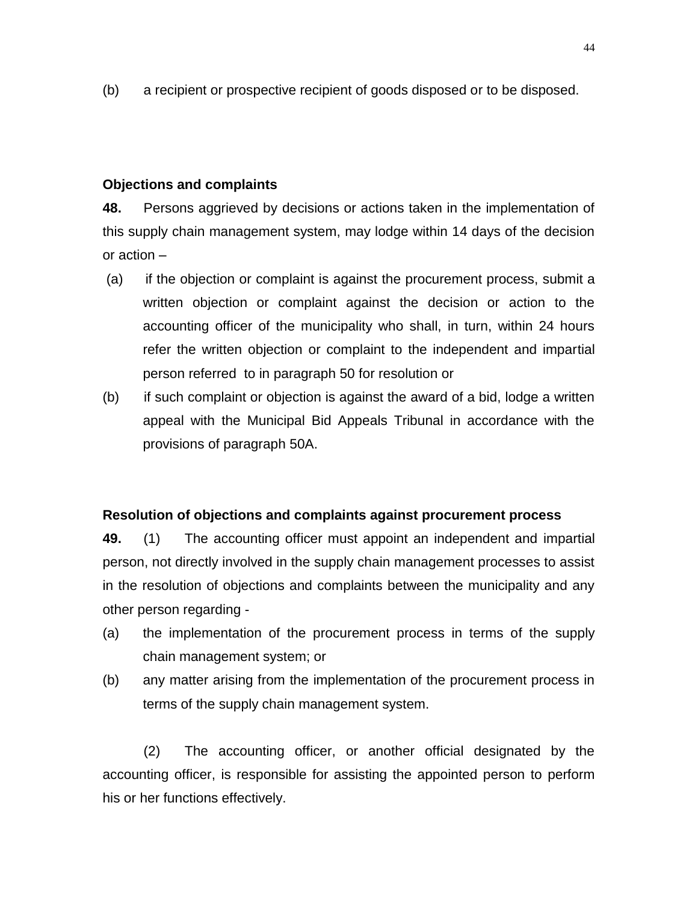(b) a recipient or prospective recipient of goods disposed or to be disposed.

**Objections and complaints**

**48.** Persons aggrieved by decisions or actions taken in the implementation of this supply chain management system, may lodge within 14 days of the decision or action –

(a) if the objection or complaint is against the procurement process, submit a written objection or complaint against the decision or action to the accounting officer of the municipality who shall, in turn, within 24 hours refer the written objection or complaint to the independent and impartial person referred to in paragraph 50 for resolution or

(b) if such complaint or objection is against the award of a bid, lodge a written appeal with the Municipal Bid Appeals Tribunal in accordance with the provisions of paragraph 50A.

**Resolution of objections and complaints against procurement process**

**49.** (1) The accounting officer must appoint an independent and impartial person, not directly involved in the supply chain management processes to assist in the resolution of objections and complaints between the municipality and any other person regarding -

(a) the implementation of the procurement process in terms of the supply chain management system; or

(b) any matter arising from the implementation of the procurement process in terms of the supply chain management system.

(2) The accounting officer, or another official designated by the accounting officer, is responsible for assisting the appointed person to perform his or her functions effectively.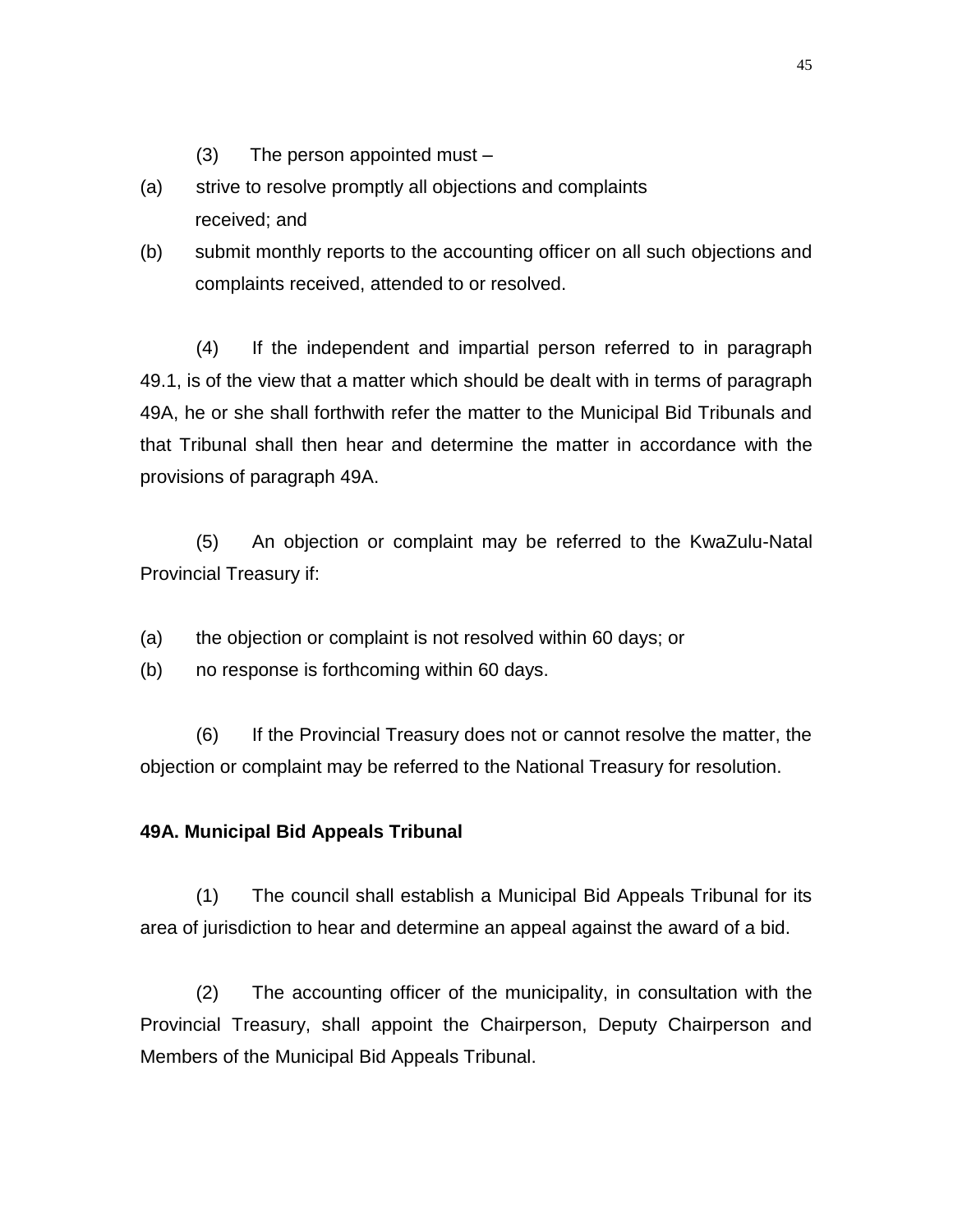(3) The person appointed must –

(a) strive to resolve promptly all objections and complaints received; and

(b) submit monthly reports to the accounting officer on all such objections and complaints received, attended to or resolved.

(4) If the independent and impartial person referred to in paragraph 49.1, is of the view that a matter which should be dealt with in terms of paragraph 49A, he or she shall forthwith refer the matter to the Municipal Bid Tribunals and that Tribunal shall then hear and determine the matter in accordance with the provisions of paragraph 49A.

(5) An objection or complaint may be referred to the KwaZulu-Natal Provincial Treasury if:

(a) the objection or complaint is not resolved within 60 days; or

(b) no response is forthcoming within 60 days.

(6) If the Provincial Treasury does not or cannot resolve the matter, the objection or complaint may be referred to the National Treasury for resolution.

**49A. Municipal Bid Appeals Tribunal**

(1) The council shall establish a Municipal Bid Appeals Tribunal for its area of jurisdiction to hear and determine an appeal against the award of a bid.

(2) The accounting officer of the municipality, in consultation with the Provincial Treasury, shall appoint the Chairperson, Deputy Chairperson and Members of the Municipal Bid Appeals Tribunal.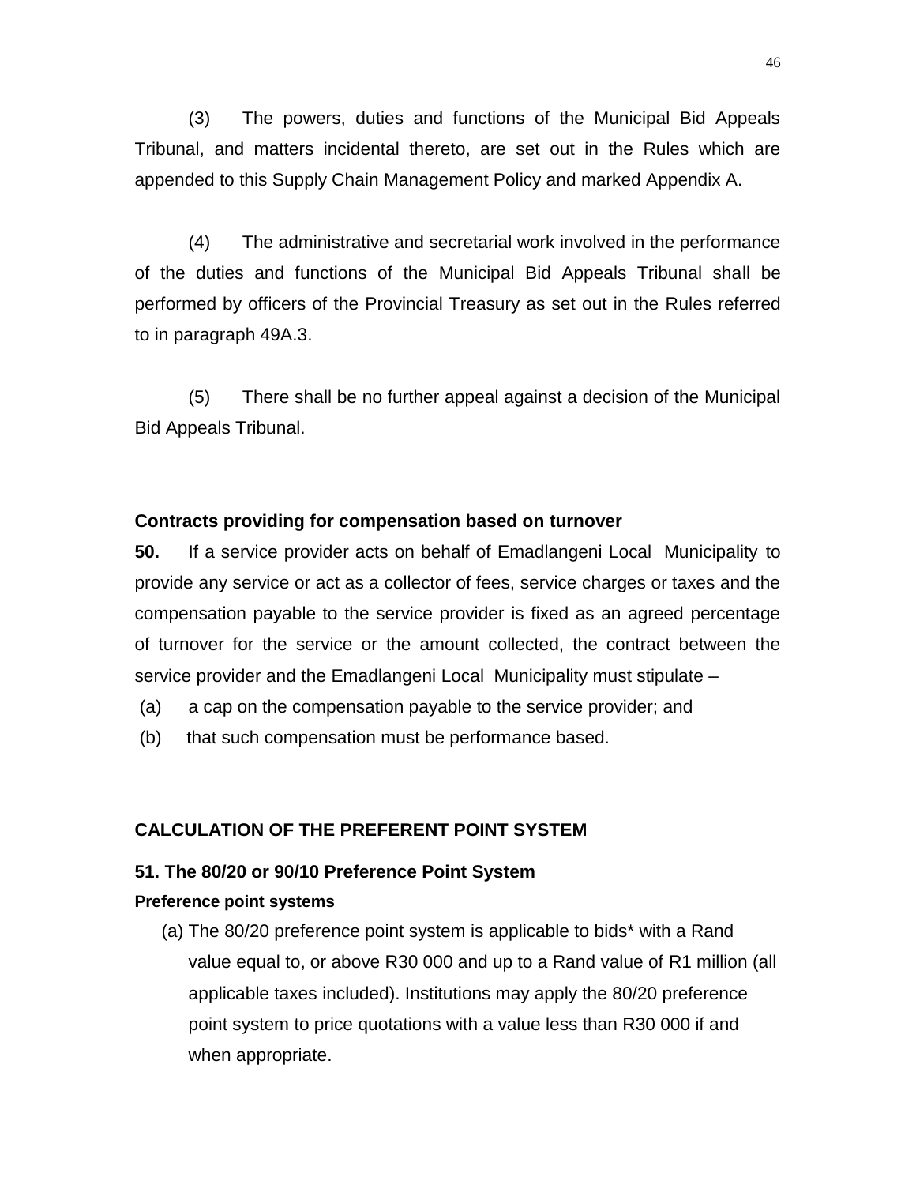(3) The powers, duties and functions of the Municipal Bid Appeals Tribunal, and matters incidental thereto, are set out in the Rules which are appended to this Supply Chain Management Policy and marked Appendix A.

(4) The administrative and secretarial work involved in the performance of the duties and functions of the Municipal Bid Appeals Tribunal shall be performed by officers of the Provincial Treasury as set out in the Rules referred to in paragraph 49A.3.

(5) There shall be no further appeal against a decision of the Municipal Bid Appeals Tribunal.

**Contracts providing for compensation based on turnover**

**50.** If a service provider acts on behalf of Emadlangeni Local Municipality to provide any service or act as a collector of fees, service charges or taxes and the compensation payable to the service provider is fixed as an agreed percentage of turnover for the service or the amount collected, the contract between the service provider and the Emadlangeni Local Municipality must stipulate –

(a) a cap on the compensation payable to the service provider; and

(b) that such compensation must be performance based.

**CALCULATION OF THE PREFERENT POINT SYSTEM**

**51. The 80/20 or 90/10 Preference Point System**

**Preference point systems**

(a) The 80/20 preference point system is applicable to bids* with a Rand value equal to, or above R30 000 and up to a Rand value of R1 million (all applicable taxes included). Institutions may apply the 80/20 preference point system to price quotations with a value less than R30 000 if and when appropriate.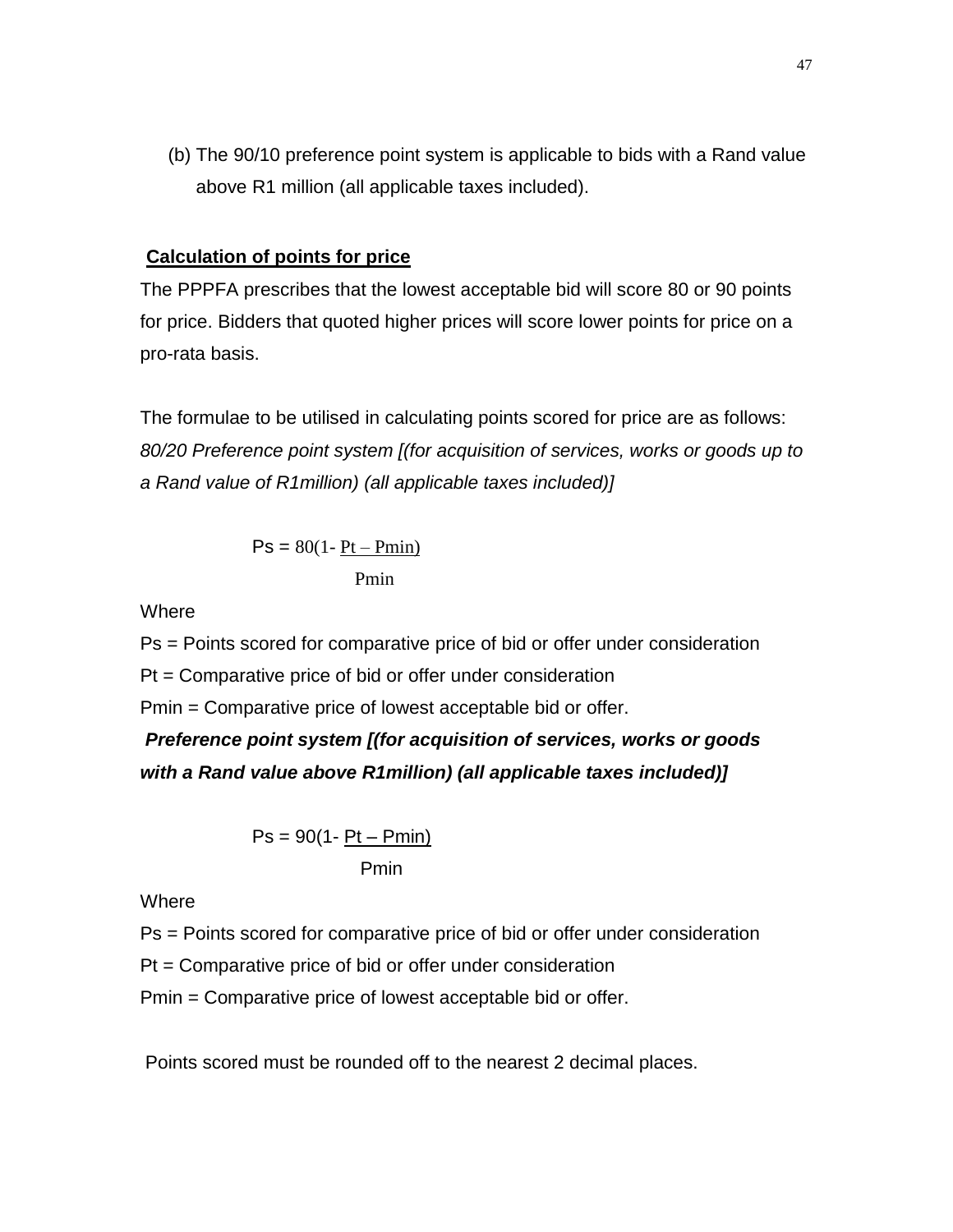(b) The 90/10 preference point system is applicable to bids with a Rand value above R1 million (all applicable taxes included).

**Calculation of points for price**

The PPPFA prescribes that the lowest acceptable bid will score 80 or 90 points for price. Bidders that quoted higher prices will score lower points for price on a pro-rata basis.

The formulae to be utilised in calculating points scored for price are as follows:
*80/20 Preference point system [(for acquisition of services, works or goods up to a Rand value of R1million) (all applicable taxes included)]*

$$Ps = 80\left(1 - \frac{Pt - Pmin}{Pmin}\right)$$

Where

Ps = Points scored for comparative price of bid or offer under consideration

Pt = Comparative price of bid or offer under consideration

Pmin = Comparative price of lowest acceptable bid or offer.

***Preference point system [(for acquisition of services, works or goods with a Rand value above R1million) (all applicable taxes included)]***

$$Ps = 90\left(1 - \frac{Pt - Pmin}{Pmin}\right)$$

Where

Ps = Points scored for comparative price of bid or offer under consideration

Pt = Comparative price of bid or offer under consideration

Pmin = Comparative price of lowest acceptable bid or offer.

Points scored must be rounded off to the nearest 2 decimal places.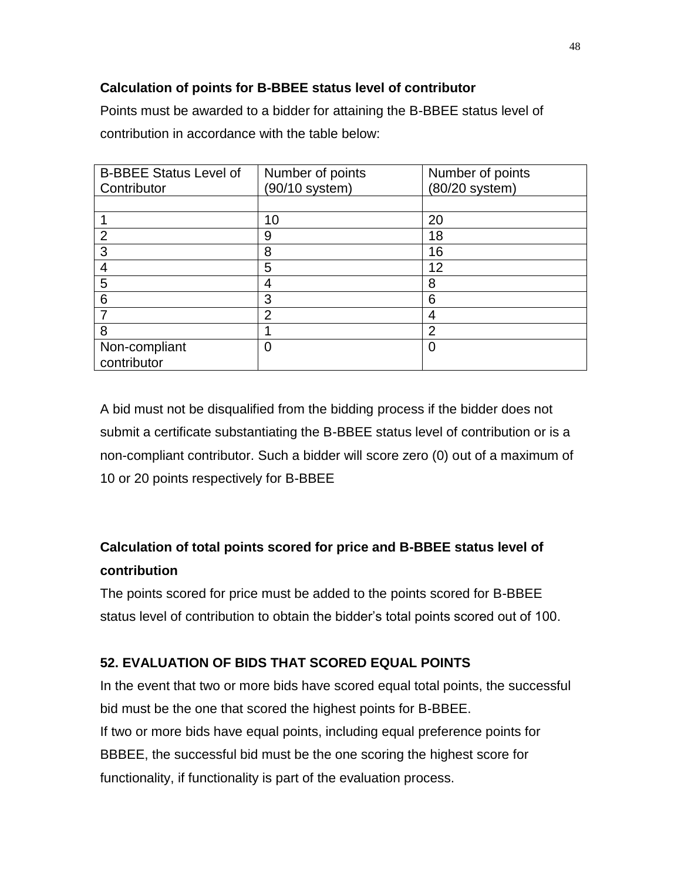**Calculation of points for B-BBEE status level of contributor**

Points must be awarded to a bidder for attaining the B-BBEE status level of contribution in accordance with the table below:

| B-BBEE Status Level of Contributor | Number of points (90/10 system) | Number of points (80/20 system) |
|---|---|---|
| | | |
| 1 | 10 | 20 |
| 2 | 9 | 18 |
| 3 | 8 | 16 |
| 4 | 5 | 12 |
| 5 | 4 | 8 |
| 6 | 3 | 6 |
| 7 | 2 | 4 |
| 8 | 1 | 2 |
| Non-compliant contributor | 0 | 0 |

A bid must not be disqualified from the bidding process if the bidder does not submit a certificate substantiating the B-BBEE status level of contribution or is a non-compliant contributor. Such a bidder will score zero (0) out of a maximum of 10 or 20 points respectively for B-BBEE

**Calculation of total points scored for price and B-BBEE status level of contribution**

The points scored for price must be added to the points scored for B-BBEE status level of contribution to obtain the bidder's total points scored out of 100.

**52. EVALUATION OF BIDS THAT SCORED EQUAL POINTS**

In the event that two or more bids have scored equal total points, the successful bid must be the one that scored the highest points for B-BBEE.

If two or more bids have equal points, including equal preference points for BBBEE, the successful bid must be the one scoring the highest score for functionality, if functionality is part of the evaluation process.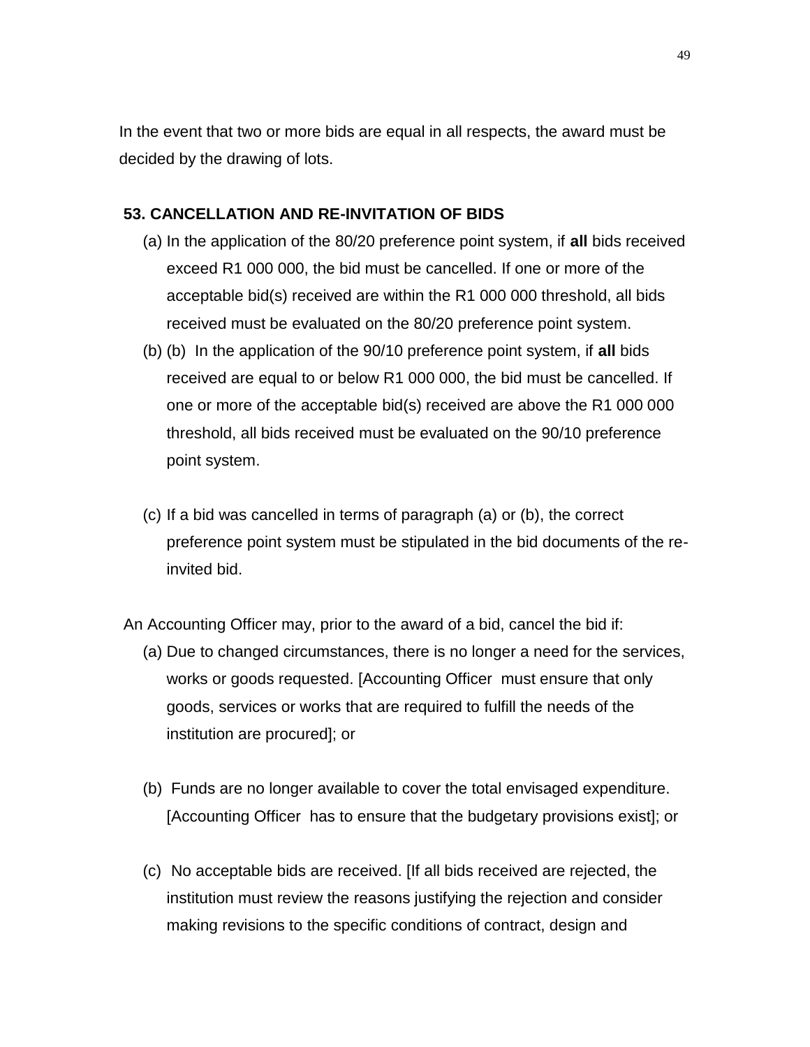In the event that two or more bids are equal in all respects, the award must be decided by the drawing of lots.

## 53. CANCELLATION AND RE-INVITATION OF BIDS

(a) In the application of the 80/20 preference point system, if **all** bids received exceed R1 000 000, the bid must be cancelled. If one or more of the acceptable bid(s) received are within the R1 000 000 threshold, all bids received must be evaluated on the 80/20 preference point system.

(b) (b) In the application of the 90/10 preference point system, if **all** bids received are equal to or below R1 000 000, the bid must be cancelled. If one or more of the acceptable bid(s) received are above the R1 000 000 threshold, all bids received must be evaluated on the 90/10 preference point system.

(c) If a bid was cancelled in terms of paragraph (a) or (b), the correct preference point system must be stipulated in the bid documents of the re-invited bid.

An Accounting Officer may, prior to the award of a bid, cancel the bid if:

(a) Due to changed circumstances, there is no longer a need for the services, works or goods requested. [Accounting Officer must ensure that only goods, services or works that are required to fulfill the needs of the institution are procured]; or

(b) Funds are no longer available to cover the total envisaged expenditure. [Accounting Officer has to ensure that the budgetary provisions exist]; or

(c) No acceptable bids are received. [If all bids received are rejected, the institution must review the reasons justifying the rejection and consider making revisions to the specific conditions of contract, design and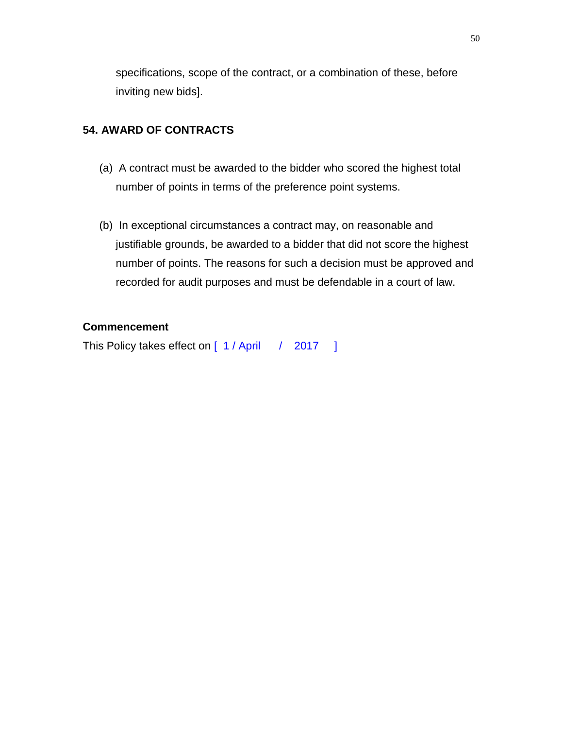specifications, scope of the contract, or a combination of these, before inviting new bids].

## 54. AWARD OF CONTRACTS

(a) A contract must be awarded to the bidder who scored the highest total number of points in terms of the preference point systems.

(b) In exceptional circumstances a contract may, on reasonable and justifiable grounds, be awarded to a bidder that did not score the highest number of points. The reasons for such a decision must be approved and recorded for audit purposes and must be defendable in a court of law.

**Commencement**

This Policy takes effect on [ 1 / April / 2017 ]